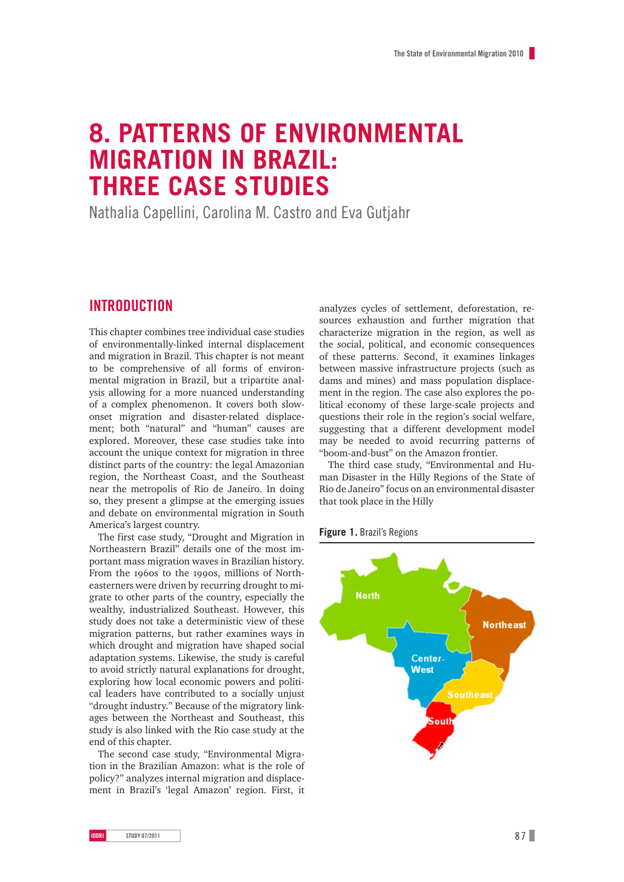# 8. PATTERNS OF ENVIRONMENTAL MIGRATION IN BRAZIL: THREE CASE STUDIES

Nathalia Capellini, Carolina M. Castro and Eva Gutjahr

## INTRODUCTION

This chapter combines tree individual case studies of environmentally-linked internal displacement and migration in Brazil. This chapter is not meant to be comprehensive of all forms of environmental migration in Brazil, but a tripartite analysis allowing for a more nuanced understanding of a complex phenomenon. It covers both slow-onset migration and disaster-related displacement; both "natural" and "human" causes are explored. Moreover, these case studies take into account the unique context for migration in three distinct parts of the country: the legal Amazonian region, the Northeast Coast, and the Southeast near the metropolis of Rio de Janeiro. In doing so, they present a glimpse at the emerging issues and debate on environmental migration in South America's largest country.

The first case study, "Drought and Migration in Northeastern Brazil" details one of the most important mass migration waves in Brazilian history. From the 1960s to the 1990s, millions of Northeasterners were driven by recurring drought to migrate to other parts of the country, especially the wealthy, industrialized Southeast. However, this study does not take a deterministic view of these migration patterns, but rather examines ways in which drought and migration have shaped social adaptation systems. Likewise, the study is careful to avoid strictly natural explanations for drought, exploring how local economic powers and political leaders have contributed to a socially unjust "drought industry." Because of the migratory linkages between the Northeast and Southeast, this study is also linked with the Rio case study at the end of this chapter.

The second case study, "Environmental Migration in the Brazilian Amazon: what is the role of policy?" analyzes internal migration and displacement in Brazil's 'legal Amazon' region. First, it analyzes cycles of settlement, deforestation, resources exhaustion and further migration that characterize migration in the region, as well as the social, political, and economic consequences of these patterns. Second, it examines linkages between massive infrastructure projects (such as dams and mines) and mass population displacement in the region. The case also explores the political economy of these large-scale projects and questions their role in the region's social welfare, suggesting that a different development model may be needed to avoid recurring patterns of "boom-and-bust" on the Amazon frontier.

The third case study, "Environmental and Human Disaster in the Hilly Regions of the State of Rio de Janeiro" focus on an environmental disaster that took place in the Hilly

**Figure 1.** Brazil's Regions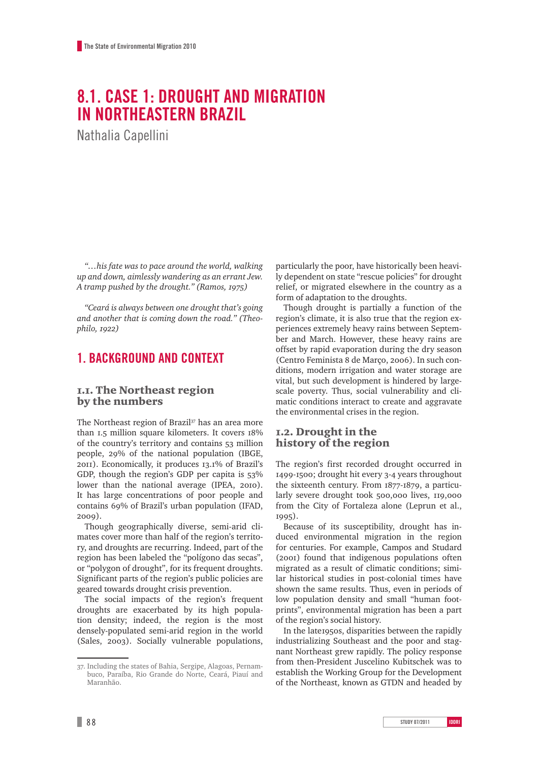# 8.1. CASE 1: DROUGHT AND MIGRATION IN NORTHEASTERN BRAZIL

Nathalia Capellini

*"…his fate was to pace around the world, walking up and down, aimlessly wandering as an errant Jew. A tramp pushed by the drought." (Ramos, 1975)*

*"Ceará is always between one drought that's going and another that is coming down the road." (Theophilo, 1922)*

## 1. BACKGROUND AND CONTEXT

### 1.1. The Northeast region by the numbers

The Northeast region of Brazil[37] has an area more than 1.5 million square kilometers. It covers 18% of the country's territory and contains 53 million people, 29% of the national population (IBGE, 2011). Economically, it produces 13.1% of Brazil's GDP, though the region's GDP per capita is 53% lower than the national average (IPEA, 2010). It has large concentrations of poor people and contains 69% of Brazil's urban population (IFAD, 2009).

Though geographically diverse, semi-arid climates cover more than half of the region's territory, and droughts are recurring. Indeed, part of the region has been labeled the "polígono das secas", or "polygon of drought", for its frequent droughts. Significant parts of the region's public policies are geared towards drought crisis prevention.

The social impacts of the region's frequent droughts are exacerbated by its high population density; indeed, the region is the most densely-populated semi-arid region in the world (Sales, 2003). Socially vulnerable populations, particularly the poor, have historically been heavily dependent on state "rescue policies" for drought relief, or migrated elsewhere in the country as a form of adaptation to the droughts.

Though drought is partially a function of the region's climate, it is also true that the region experiences extremely heavy rains between September and March. However, these heavy rains are offset by rapid evaporation during the dry season (Centro Feminista 8 de Março, 2006). In such conditions, modern irrigation and water storage are vital, but such development is hindered by large-scale poverty. Thus, social vulnerability and climatic conditions interact to create and aggravate the environmental crises in the region.

### 1.2. Drought in the history of the region

The region's first recorded drought occurred in 1499-1500; drought hit every 3-4 years throughout the sixteenth century. From 1877-1879, a particularly severe drought took 500,000 lives, 119,000 from the City of Fortaleza alone (Leprun et al., 1995).

Because of its susceptibility, drought has induced environmental migration in the region for centuries. For example, Campos and Studard (2001) found that indigenous populations often migrated as a result of climatic conditions; similar historical studies in post-colonial times have shown the same results. Thus, even in periods of low population density and small "human footprints", environmental migration has been a part of the region's social history.

In the late1950s, disparities between the rapidly industrializing Southeast and the poor and stagnant Northeast grew rapidly. The policy response from then-President Juscelino Kubitschek was to establish the Working Group for the Development of the Northeast, known as GTDN and headed by

---

37. Including the states of Bahia, Sergipe, Alagoas, Pernambuco, Paraíba, Rio Grande do Norte, Ceará, Piauí and Maranhão.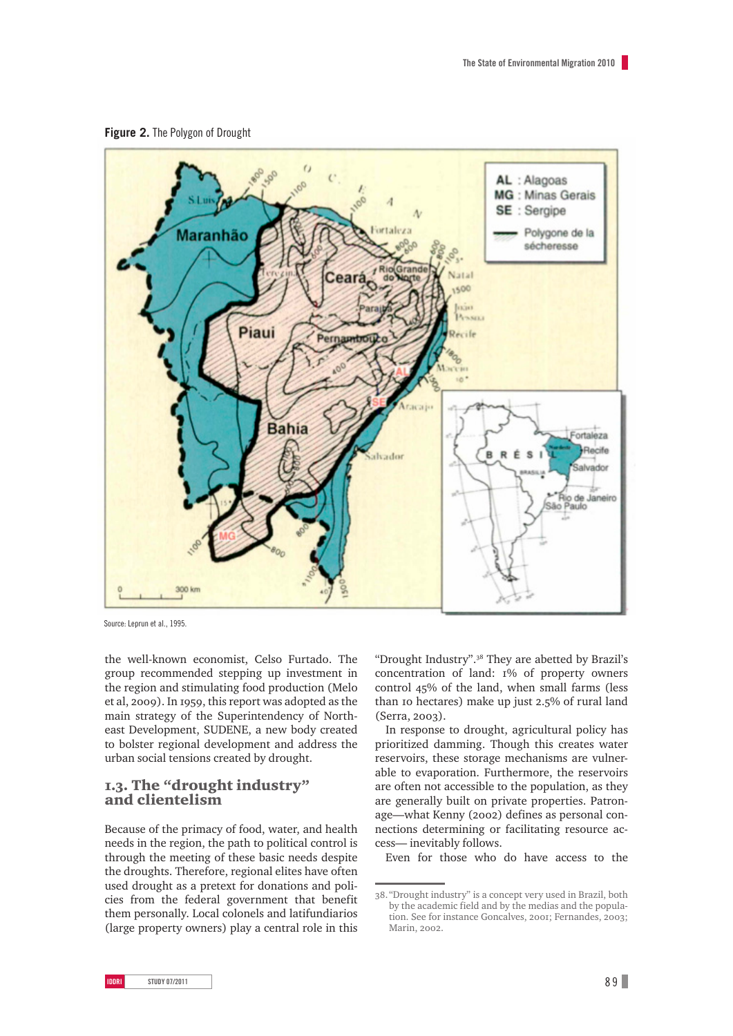**Figure 2.** The Polygon of Drought

Source: Leprun et al., 1995.

the well-known economist, Celso Furtado. The group recommended stepping up investment in the region and stimulating food production (Melo et al, 2009). In 1959, this report was adopted as the main strategy of the Superintendency of Northeast Development, SUDENE, a new body created to bolster regional development and address the urban social tensions created by drought.

## 1.3. The "drought industry" and clientelism

Because of the primacy of food, water, and health needs in the region, the path to political control is through the meeting of these basic needs despite the droughts. Therefore, regional elites have often used drought as a pretext for donations and policies from the federal government that benefit them personally. Local colonels and latifundiarios (large property owners) play a central role in this "Drought Industry".[38] They are abetted by Brazil's concentration of land: 1% of property owners control 45% of the land, when small farms (less than 10 hectares) make up just 2.5% of rural land (Serra, 2003).

In response to drought, agricultural policy has prioritized damming. Though this creates water reservoirs, these storage mechanisms are vulnerable to evaporation. Furthermore, the reservoirs are often not accessible to the population, as they are generally built on private properties. Patronage—what Kenny (2002) defines as personal connections determining or facilitating resource access— inevitably follows.

Even for those who do have access to the

38. "Drought industry" is a concept very used in Brazil, both by the academic field and by the medias and the population. See for instance Goncalves, 2001; Fernandes, 2003; Marin, 2002.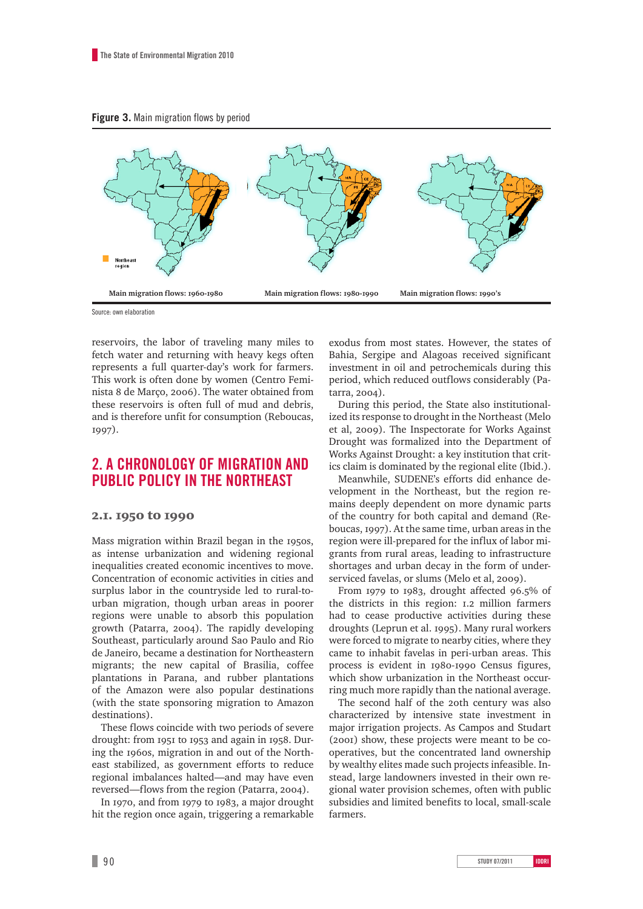**Figure 3.** Main migration flows by period

Main migration flows: 1960-1980 | Main migration flows: 1980-1990 | Main migration flows: 1990's

Source: own elaboration

reservoirs, the labor of traveling many miles to fetch water and returning with heavy kegs often represents a full quarter-day's work for farmers. This work is often done by women (Centro Feminista 8 de Março, 2006). The water obtained from these reservoirs is often full of mud and debris, and is therefore unfit for consumption (Reboucas, 1997).

## 2. A CHRONOLOGY OF MIGRATION AND PUBLIC POLICY IN THE NORTHEAST

### 2.1. 1950 to 1990

Mass migration within Brazil began in the 1950s, as intense urbanization and widening regional inequalities created economic incentives to move. Concentration of economic activities in cities and surplus labor in the countryside led to rural-to-urban migration, though urban areas in poorer regions were unable to absorb this population growth (Patarra, 2004). The rapidly developing Southeast, particularly around Sao Paulo and Rio de Janeiro, became a destination for Northeastern migrants; the new capital of Brasilia, coffee plantations in Parana, and rubber plantations of the Amazon were also popular destinations (with the state sponsoring migration to Amazon destinations).

These flows coincide with two periods of severe drought: from 1951 to 1953 and again in 1958. During the 1960s, migration in and out of the Northeast stabilized, as government efforts to reduce regional imbalances halted—and may have even reversed—flows from the region (Patarra, 2004).

In 1970, and from 1979 to 1983, a major drought hit the region once again, triggering a remarkable exodus from most states. However, the states of Bahia, Sergipe and Alagoas received significant investment in oil and petrochemicals during this period, which reduced outflows considerably (Patarra, 2004).

During this period, the State also institutionalized its response to drought in the Northeast (Melo et al, 2009). The Inspectorate for Works Against Drought was formalized into the Department of Works Against Drought: a key institution that critics claim is dominated by the regional elite (Ibid.).

Meanwhile, SUDENE's efforts did enhance development in the Northeast, but the region remains deeply dependent on more dynamic parts of the country for both capital and demand (Reboucas, 1997). At the same time, urban areas in the region were ill-prepared for the influx of labor migrants from rural areas, leading to infrastructure shortages and urban decay in the form of underserviced favelas, or slums (Melo et al, 2009).

From 1979 to 1983, drought affected 96.5% of the districts in this region: 1.2 million farmers had to cease productive activities during these droughts (Leprun et al. 1995). Many rural workers were forced to migrate to nearby cities, where they came to inhabit favelas in peri-urban areas. This process is evident in 1980-1990 Census figures, which show urbanization in the Northeast occurring much more rapidly than the national average.

The second half of the 20th century was also characterized by intensive state investment in major irrigation projects. As Campos and Studart (2001) show, these projects were meant to be co-operatives, but the concentrated land ownership by wealthy elites made such projects infeasible. Instead, large landowners invested in their own regional water provision schemes, often with public subsidies and limited benefits to local, small-scale farmers.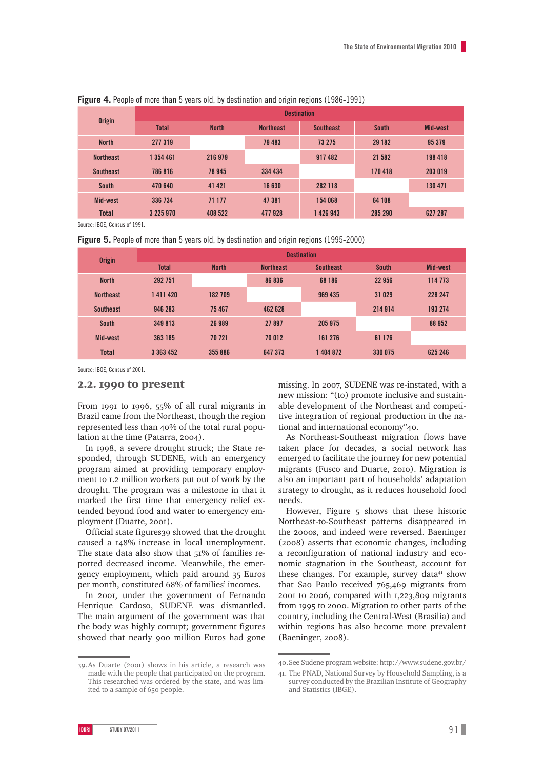**Figure 4.** People of more than 5 years old, by destination and origin regions (1986-1991)

| Origin | Destination | | | | | |
|---|---|---|---|---|---|---|
| | Total | North | Northeast | Southeast | South | Mid-west |
| North | 277 319 | | 79 483 | 73 275 | 29 182 | 95 379 |
| Northeast | 1 354 461 | 216 979 | | 917 482 | 21 582 | 198 418 |
| Southeast | 786 816 | 78 945 | 334 434 | | 170 418 | 203 019 |
| South | 470 640 | 41 421 | 16 630 | 282 118 | | 130 471 |
| Mid-west | 336 734 | 71 177 | 47 381 | 154 068 | 64 108 | |
| Total | 3 225 970 | 408 522 | 477 928 | 1 426 943 | 285 290 | 627 287 |

Source: IBGE, Census of 1991.

**Figure 5.** People of more than 5 years old, by destination and origin regions (1995-2000)

| Origin | Destination | | | | | |
|---|---|---|---|---|---|---|
| | Total | North | Northeast | Southeast | South | Mid-west |
| North | 292 751 | | 86 836 | 68 186 | 22 956 | 114 773 |
| Northeast | 1 411 420 | 182 709 | | 969 435 | 31 029 | 228 247 |
| Southeast | 946 283 | 75 467 | 462 628 | | 214 914 | 193 274 |
| South | 349 813 | 26 989 | 27 897 | 205 975 | | 88 952 |
| Mid-west | 363 185 | 70 721 | 70 012 | 161 276 | 61 176 | |
| Total | 3 363 452 | 355 886 | 647 373 | 1 404 872 | 330 075 | 625 246 |

Source: IBGE, Census of 2001.

## 2.2. 1990 to present

From 1991 to 1996, 55% of all rural migrants in Brazil came from the Northeast, though the region represented less than 40% of the total rural population at the time (Patarra, 2004).

In 1998, a severe drought struck; the State responded, through SUDENE, with an emergency program aimed at providing temporary employment to 1.2 million workers put out of work by the drought. The program was a milestone in that it marked the first time that emergency relief extended beyond food and water to emergency employment (Duarte, 2001).

Official state figures39 showed that the drought caused a 148% increase in local unemployment. The state data also show that 51% of families reported decreased income. Meanwhile, the emergency employment, which paid around 35 Euros per month, constituted 68% of families' incomes.

In 2001, under the government of Fernando Henrique Cardoso, SUDENE was dismantled. The main argument of the government was that the body was highly corrupt; government figures showed that nearly 900 million Euros had gone missing. In 2007, SUDENE was re-instated, with a new mission: "(to) promote inclusive and sustainable development of the Northeast and competitive integration of regional production in the national and international economy"40.

As Northeast-Southeast migration flows have taken place for decades, a social network has emerged to facilitate the journey for new potential migrants (Fusco and Duarte, 2010). Migration is also an important part of households' adaptation strategy to drought, as it reduces household food needs.

However, Figure 5 shows that these historic Northeast-to-Southeast patterns disappeared in the 2000s, and indeed were reversed. Baeninger (2008) asserts that economic changes, including a reconfiguration of national industry and economic stagnation in the Southeast, account for these changes. For example, survey data[41] show that Sao Paulo received 765,469 migrants from 2001 to 2006, compared with 1,223,809 migrants from 1995 to 2000. Migration to other parts of the country, including the Central-West (Brasilia) and within regions has also become more prevalent (Baeninger, 2008).

---

39. As Duarte (2001) shows in his article, a research was made with the people that participated on the program. This researched was ordered by the state, and was limited to a sample of 650 people.

40. See Sudene program website: http://www.sudene.gov.br/

41. The PNAD, National Survey by Household Sampling, is a survey conducted by the Brazilian Institute of Geography and Statistics (IBGE).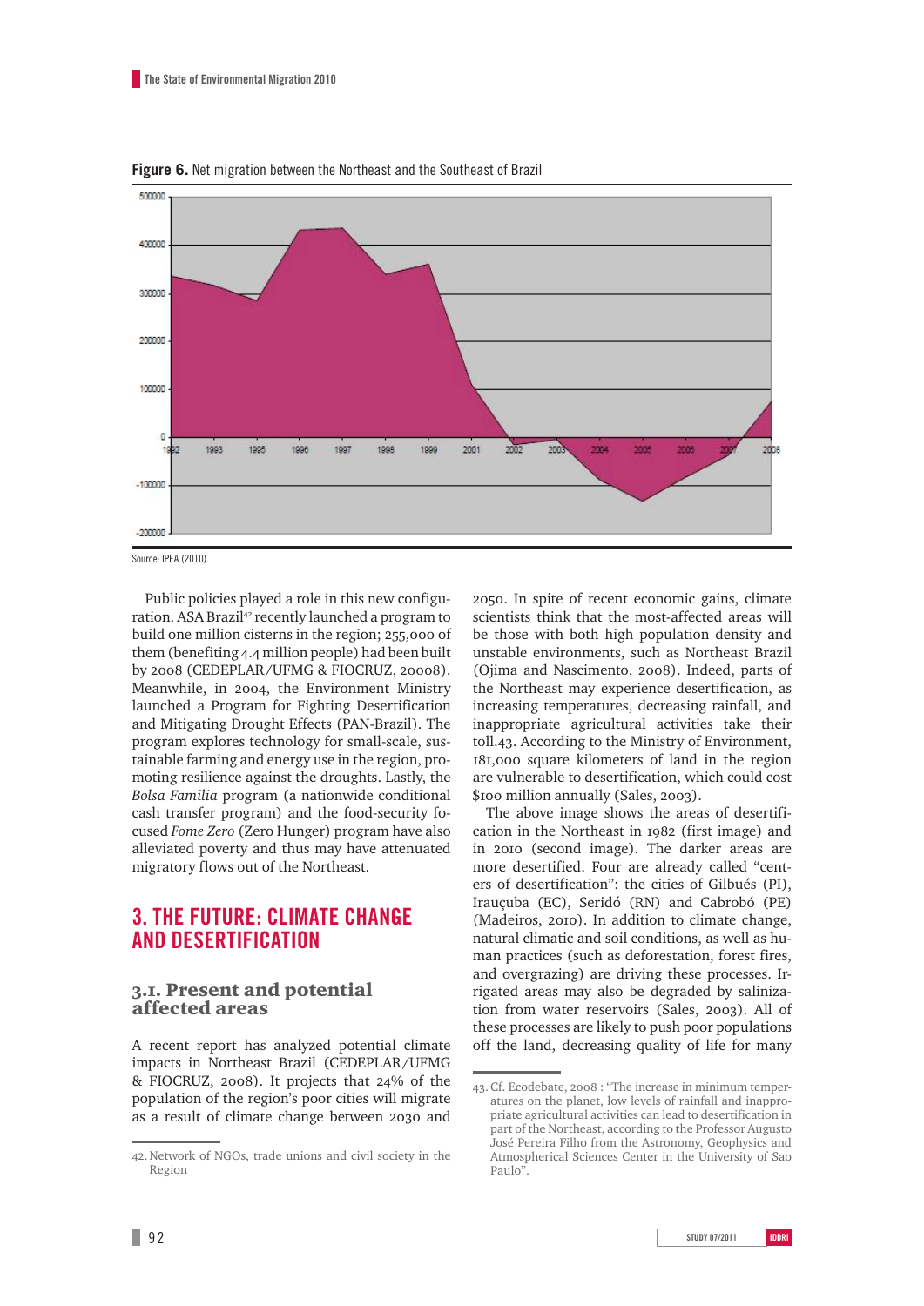**Figure 6.** Net migration between the Northeast and the Southeast of Brazil

Source: IPEA (2010).

Public policies played a role in this new configuration. ASA Brazil[42] recently launched a program to build one million cisterns in the region; 255,000 of them (benefiting 4.4 million people) had been built by 2008 (CEDEPLAR/UFMG & FIOCRUZ, 20008). Meanwhile, in 2004, the Environment Ministry launched a Program for Fighting Desertification and Mitigating Drought Effects (PAN-Brazil). The program explores technology for small-scale, sustainable farming and energy use in the region, promoting resilience against the droughts. Lastly, the *Bolsa Familia* program (a nationwide conditional cash transfer program) and the food-security focused *Fome Zero* (Zero Hunger) program have also alleviated poverty and thus may have attenuated migratory flows out of the Northeast.

## 3. THE FUTURE: CLIMATE CHANGE AND DESERTIFICATION

### 3.1. Present and potential affected areas

A recent report has analyzed potential climate impacts in Northeast Brazil (CEDEPLAR/UFMG & FIOCRUZ, 2008). It projects that 24% of the population of the region's poor cities will migrate as a result of climate change between 2030 and 2050. In spite of recent economic gains, climate scientists think that the most-affected areas will be those with both high population density and unstable environments, such as Northeast Brazil (Ojima and Nascimento, 2008). Indeed, parts of the Northeast may experience desertification, as increasing temperatures, decreasing rainfall, and inappropriate agricultural activities take their toll.43. According to the Ministry of Environment, 181,000 square kilometers of land in the region are vulnerable to desertification, which could cost $100 million annually (Sales, 2003).

The above image shows the areas of desertification in the Northeast in 1982 (first image) and in 2010 (second image). The darker areas are more desertified. Four are already called "centers of desertification": the cities of Gilbués (PI), Irauçuba (EC), Seridó (RN) and Cabrobó (PE) (Madeiros, 2010). In addition to climate change, natural climatic and soil conditions, as well as human practices (such as deforestation, forest fires, and overgrazing) are driving these processes. Irrigated areas may also be degraded by salinization from water reservoirs (Sales, 2003). All of these processes are likely to push poor populations off the land, decreasing quality of life for many

42. Network of NGOs, trade unions and civil society in the Region

43. Cf. Ecodebate, 2008 : "The increase in minimum temperatures on the planet, low levels of rainfall and inappropriate agricultural activities can lead to desertification in part of the Northeast, according to the Professor Augusto José Pereira Filho from the Astronomy, Geophysics and Atmospherical Sciences Center in the University of Sao Paulo".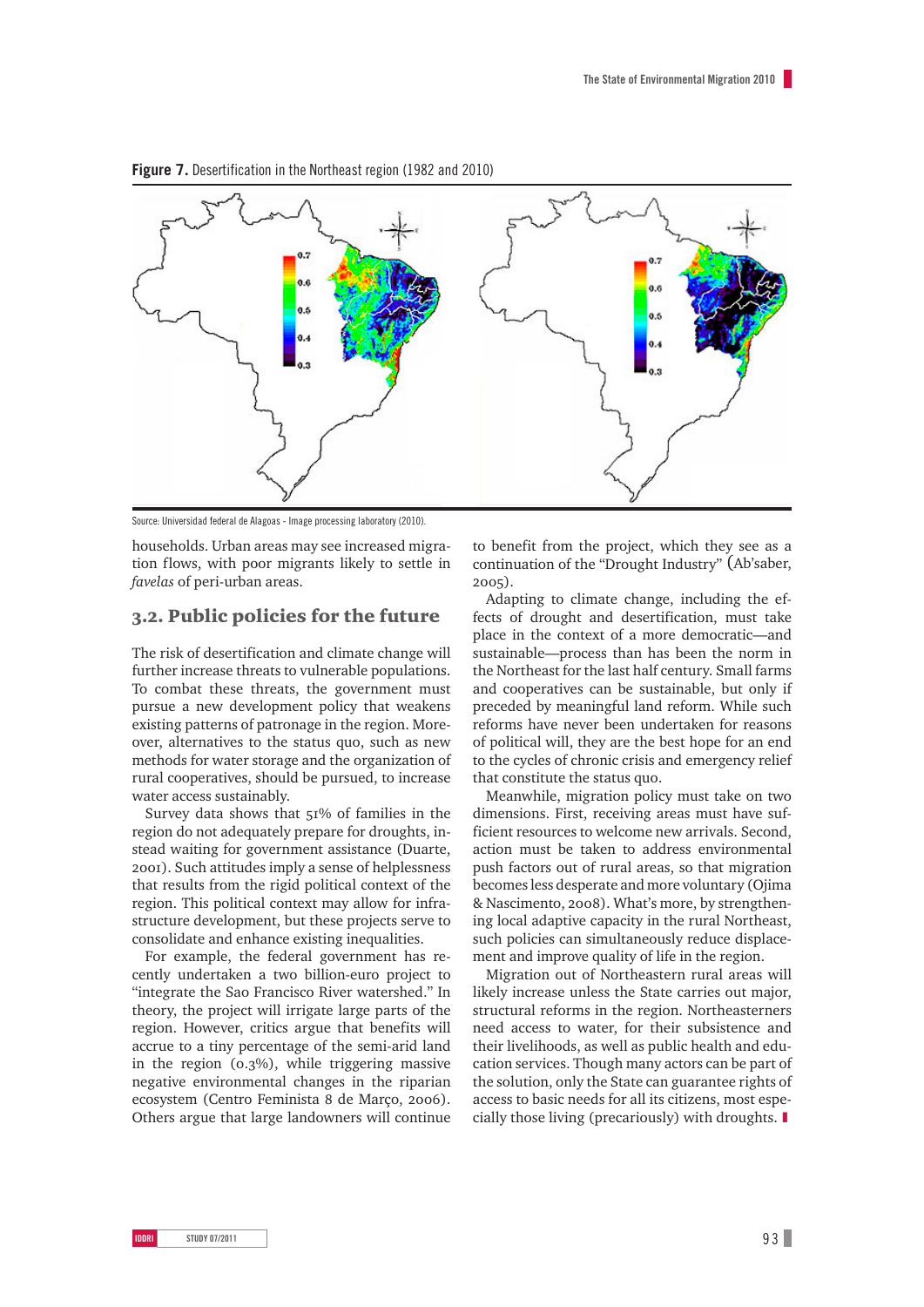**Figure 7.** Desertification in the Northeast region (1982 and 2010)

Source: Universidad federal de Alagoas - Image processing laboratory (2010).

households. Urban areas may see increased migration flows, with poor migrants likely to settle in *favelas* of peri-urban areas.

## 3.2. Public policies for the future

The risk of desertification and climate change will further increase threats to vulnerable populations. To combat these threats, the government must pursue a new development policy that weakens existing patterns of patronage in the region. Moreover, alternatives to the status quo, such as new methods for water storage and the organization of rural cooperatives, should be pursued, to increase water access sustainably.

Survey data shows that 51% of families in the region do not adequately prepare for droughts, instead waiting for government assistance (Duarte, 2001). Such attitudes imply a sense of helplessness that results from the rigid political context of the region. This political context may allow for infrastructure development, but these projects serve to consolidate and enhance existing inequalities.

For example, the federal government has recently undertaken a two billion-euro project to "integrate the Sao Francisco River watershed." In theory, the project will irrigate large parts of the region. However, critics argue that benefits will accrue to a tiny percentage of the semi-arid land in the region (0.3%), while triggering massive negative environmental changes in the riparian ecosystem (Centro Feminista 8 de Março, 2006). Others argue that large landowners will continue to benefit from the project, which they see as a continuation of the "Drought Industry" (Ab'saber, 2005).

Adapting to climate change, including the effects of drought and desertification, must take place in the context of a more democratic—and sustainable—process than has been the norm in the Northeast for the last half century. Small farms and cooperatives can be sustainable, but only if preceded by meaningful land reform. While such reforms have never been undertaken for reasons of political will, they are the best hope for an end to the cycles of chronic crisis and emergency relief that constitute the status quo.

Meanwhile, migration policy must take on two dimensions. First, receiving areas must have sufficient resources to welcome new arrivals. Second, action must be taken to address environmental push factors out of rural areas, so that migration becomes less desperate and more voluntary (Ojima & Nascimento, 2008). What's more, by strengthening local adaptive capacity in the rural Northeast, such policies can simultaneously reduce displacement and improve quality of life in the region.

Migration out of Northeastern rural areas will likely increase unless the State carries out major, structural reforms in the region. Northeasterners need access to water, for their subsistence and their livelihoods, as well as public health and education services. Though many actors can be part of the solution, only the State can guarantee rights of access to basic needs for all its citizens, most especially those living (precariously) with droughts.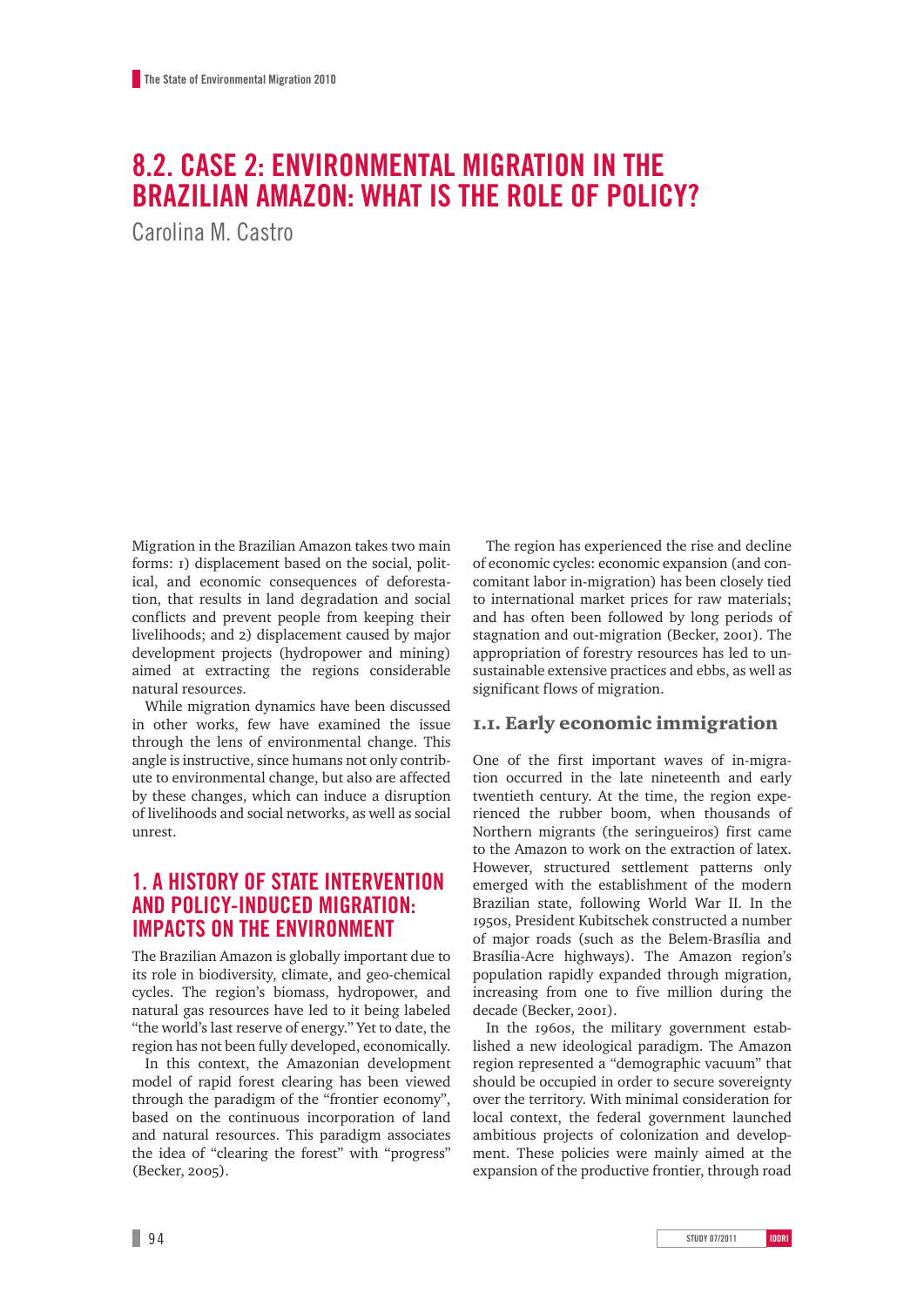# 8.2. CASE 2: ENVIRONMENTAL MIGRATION IN THE BRAZILIAN AMAZON: WHAT IS THE ROLE OF POLICY?

Carolina M. Castro

Migration in the Brazilian Amazon takes two main forms: 1) displacement based on the social, political, and economic consequences of deforestation, that results in land degradation and social conflicts and prevent people from keeping their livelihoods; and 2) displacement caused by major development projects (hydropower and mining) aimed at extracting the regions considerable natural resources.

While migration dynamics have been discussed in other works, few have examined the issue through the lens of environmental change. This angle is instructive, since humans not only contribute to environmental change, but also are affected by these changes, which can induce a disruption of livelihoods and social networks, as well as social unrest.

## 1. A HISTORY OF STATE INTERVENTION AND POLICY-INDUCED MIGRATION: IMPACTS ON THE ENVIRONMENT

The Brazilian Amazon is globally important due to its role in biodiversity, climate, and geo-chemical cycles. The region's biomass, hydropower, and natural gas resources have led to it being labeled "the world's last reserve of energy." Yet to date, the region has not been fully developed, economically.

In this context, the Amazonian development model of rapid forest clearing has been viewed through the paradigm of the "frontier economy", based on the continuous incorporation of land and natural resources. This paradigm associates the idea of "clearing the forest" with "progress" (Becker, 2005).

The region has experienced the rise and decline of economic cycles: economic expansion (and concomitant labor in-migration) has been closely tied to international market prices for raw materials; and has often been followed by long periods of stagnation and out-migration (Becker, 2001). The appropriation of forestry resources has led to unsustainable extensive practices and ebbs, as well as significant flows of migration.

### 1.1. Early economic immigration

One of the first important waves of in-migration occurred in the late nineteenth and early twentieth century. At the time, the region experienced the rubber boom, when thousands of Northern migrants (the seringueiros) first came to the Amazon to work on the extraction of latex. However, structured settlement patterns only emerged with the establishment of the modern Brazilian state, following World War II. In the 1950s, President Kubitschek constructed a number of major roads (such as the Belem-Brasília and Brasília-Acre highways). The Amazon region's population rapidly expanded through migration, increasing from one to five million during the decade (Becker, 2001).

In the 1960s, the military government established a new ideological paradigm. The Amazon region represented a "demographic vacuum" that should be occupied in order to secure sovereignty over the territory. With minimal consideration for local context, the federal government launched ambitious projects of colonization and development. These policies were mainly aimed at the expansion of the productive frontier, through road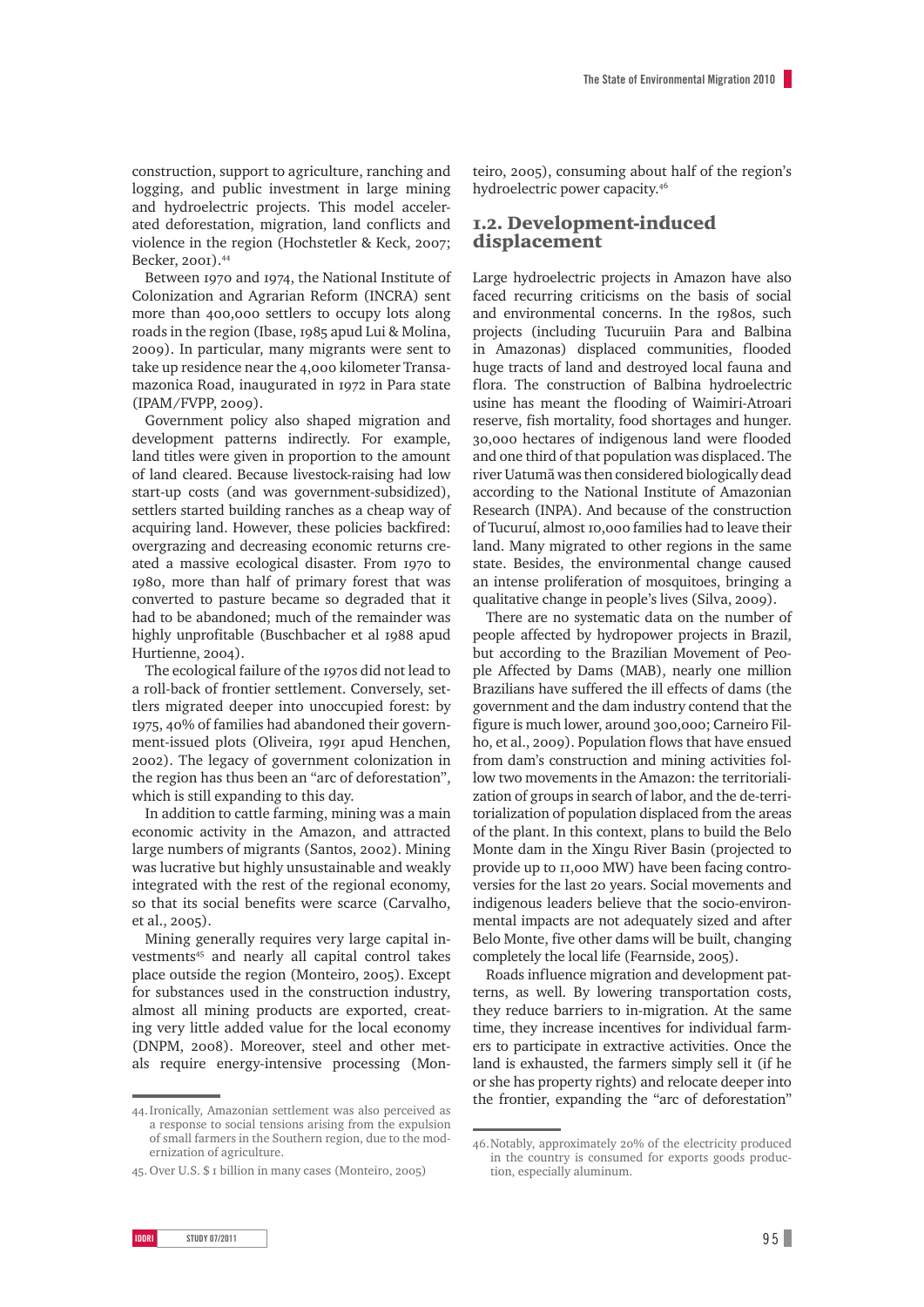construction, support to agriculture, ranching and logging, and public investment in large mining and hydroelectric projects. This model accelerated deforestation, migration, land conflicts and violence in the region (Hochstetler & Keck, 2007; Becker, 2001).[44]

Between 1970 and 1974, the National Institute of Colonization and Agrarian Reform (INCRA) sent more than 400,000 settlers to occupy lots along roads in the region (Ibase, 1985 apud Lui & Molina, 2009). In particular, many migrants were sent to take up residence near the 4,000 kilometer Transamazonica Road, inaugurated in 1972 in Para state (IPAM/FVPP, 2009).

Government policy also shaped migration and development patterns indirectly. For example, land titles were given in proportion to the amount of land cleared. Because livestock-raising had low start-up costs (and was government-subsidized), settlers started building ranches as a cheap way of acquiring land. However, these policies backfired: overgrazing and decreasing economic returns created a massive ecological disaster. From 1970 to 1980, more than half of primary forest that was converted to pasture became so degraded that it had to be abandoned; much of the remainder was highly unprofitable (Buschbacher et al 1988 apud Hurtienne, 2004).

The ecological failure of the 1970s did not lead to a roll-back of frontier settlement. Conversely, settlers migrated deeper into unoccupied forest: by 1975, 40% of families had abandoned their government-issued plots (Oliveira, 1991 apud Henchen, 2002). The legacy of government colonization in the region has thus been an "arc of deforestation", which is still expanding to this day.

In addition to cattle farming, mining was a main economic activity in the Amazon, and attracted large numbers of migrants (Santos, 2002). Mining was lucrative but highly unsustainable and weakly integrated with the rest of the regional economy, so that its social benefits were scarce (Carvalho, et al., 2005).

Mining generally requires very large capital investments[45] and nearly all capital control takes place outside the region (Monteiro, 2005). Except for substances used in the construction industry, almost all mining products are exported, creating very little added value for the local economy (DNPM, 2008). Moreover, steel and other metals require energy-intensive processing (Monteiro, 2005), consuming about half of the region's hydroelectric power capacity.[46]

## 1.2. Development-induced displacement

Large hydroelectric projects in Amazon have also faced recurring criticisms on the basis of social and environmental concerns. In the 1980s, such projects (including Tucuruiin Para and Balbina in Amazonas) displaced communities, flooded huge tracts of land and destroyed local fauna and flora. The construction of Balbina hydroelectric usine has meant the flooding of Waimiri-Atroari reserve, fish mortality, food shortages and hunger. 30,000 hectares of indigenous land were flooded and one third of that population was displaced. The river Uatumã was then considered biologically dead according to the National Institute of Amazonian Research (INPA). And because of the construction of Tucuruí, almost 10,000 families had to leave their land. Many migrated to other regions in the same state. Besides, the environmental change caused an intense proliferation of mosquitoes, bringing a qualitative change in people's lives (Silva, 2009).

There are no systematic data on the number of people affected by hydropower projects in Brazil, but according to the Brazilian Movement of People Affected by Dams (MAB), nearly one million Brazilians have suffered the ill effects of dams (the government and the dam industry contend that the figure is much lower, around 300,000; Carneiro Filho, et al., 2009). Population flows that have ensued from dam's construction and mining activities follow two movements in the Amazon: the territorialization of groups in search of labor, and the de-territorialization of population displaced from the areas of the plant. In this context, plans to build the Belo Monte dam in the Xingu River Basin (projected to provide up to 11,000 MW) have been facing controversies for the last 20 years. Social movements and indigenous leaders believe that the socio-environmental impacts are not adequately sized and after Belo Monte, five other dams will be built, changing completely the local life (Fearnside, 2005).

Roads influence migration and development patterns, as well. By lowering transportation costs, they reduce barriers to in-migration. At the same time, they increase incentives for individual farmers to participate in extractive activities. Once the land is exhausted, the farmers simply sell it (if he or she has property rights) and relocate deeper into the frontier, expanding the "arc of deforestation"

---

44. Ironically, Amazonian settlement was also perceived as a response to social tensions arising from the expulsion of small farmers in the Southern region, due to the modernization of agriculture.

45. Over U.S. $ 1 billion in many cases (Monteiro, 2005)

46. Notably, approximately 20% of the electricity produced in the country is consumed for exports goods production, especially aluminum.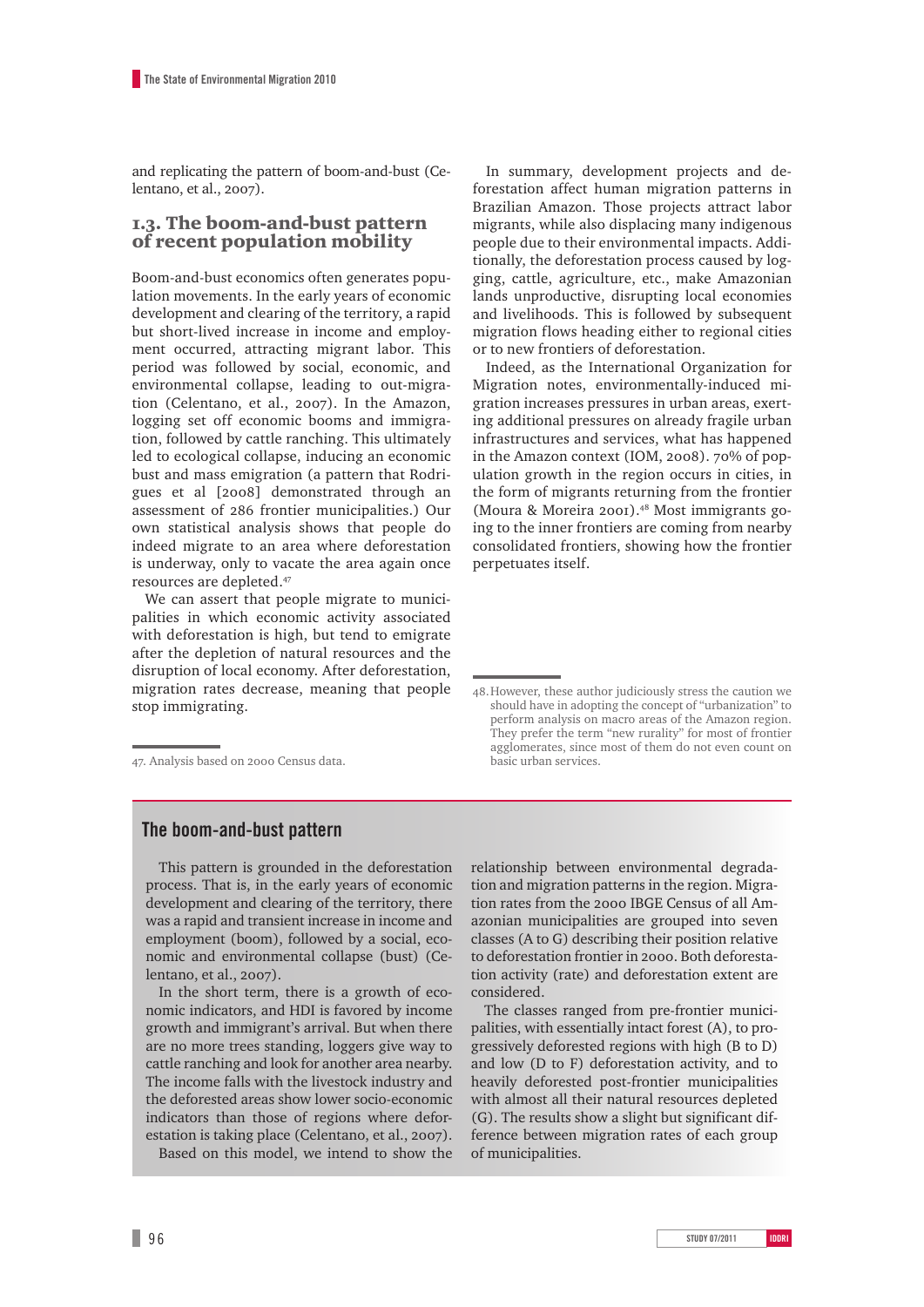and replicating the pattern of boom-and-bust (Celentano, et al., 2007).

## 1.3. The boom-and-bust pattern of recent population mobility

Boom-and-bust economics often generates population movements. In the early years of economic development and clearing of the territory, a rapid but short-lived increase in income and employment occurred, attracting migrant labor. This period was followed by social, economic, and environmental collapse, leading to out-migration (Celentano, et al., 2007). In the Amazon, logging set off economic booms and immigration, followed by cattle ranching. This ultimately led to ecological collapse, inducing an economic bust and mass emigration (a pattern that Rodrigues et al [2008] demonstrated through an assessment of 286 frontier municipalities.) Our own statistical analysis shows that people do indeed migrate to an area where deforestation is underway, only to vacate the area again once resources are depleted.[47]

We can assert that people migrate to municipalities in which economic activity associated with deforestation is high, but tend to emigrate after the depletion of natural resources and the disruption of local economy. After deforestation, migration rates decrease, meaning that people stop immigrating.

In summary, development projects and deforestation affect human migration patterns in Brazilian Amazon. Those projects attract labor migrants, while also displacing many indigenous people due to their environmental impacts. Additionally, the deforestation process caused by logging, cattle, agriculture, etc., make Amazonian lands unproductive, disrupting local economies and livelihoods. This is followed by subsequent migration flows heading either to regional cities or to new frontiers of deforestation.

Indeed, as the International Organization for Migration notes, environmentally-induced migration increases pressures in urban areas, exerting additional pressures on already fragile urban infrastructures and services, what has happened in the Amazon context (IOM, 2008). 70% of population growth in the region occurs in cities, in the form of migrants returning from the frontier (Moura & Moreira 2001).[48] Most immigrants going to the inner frontiers are coming from nearby consolidated frontiers, showing how the frontier perpetuates itself.

47. Analysis based on 2000 Census data.

48. However, these author judiciously stress the caution we should have in adopting the concept of "urbanization" to perform analysis on macro areas of the Amazon region. They prefer the term "new rurality" for most of frontier agglomerates, since most of them do not even count on basic urban services.

### The boom-and-bust pattern

This pattern is grounded in the deforestation process. That is, in the early years of economic development and clearing of the territory, there was a rapid and transient increase in income and employment (boom), followed by a social, economic and environmental collapse (bust) (Celentano, et al., 2007).

In the short term, there is a growth of economic indicators, and HDI is favored by income growth and immigrant's arrival. But when there are no more trees standing, loggers give way to cattle ranching and look for another area nearby. The income falls with the livestock industry and the deforested areas show lower socio-economic indicators than those of regions where deforestation is taking place (Celentano, et al., 2007).

Based on this model, we intend to show the relationship between environmental degradation and migration patterns in the region. Migration rates from the 2000 IBGE Census of all Amazonian municipalities are grouped into seven classes (A to G) describing their position relative to deforestation frontier in 2000. Both deforestation activity (rate) and deforestation extent are considered.

The classes ranged from pre-frontier municipalities, with essentially intact forest (A), to progressively deforested regions with high (B to D) and low (D to F) deforestation activity, and to heavily deforested post-frontier municipalities with almost all their natural resources depleted (G). The results show a slight but significant difference between migration rates of each group of municipalities.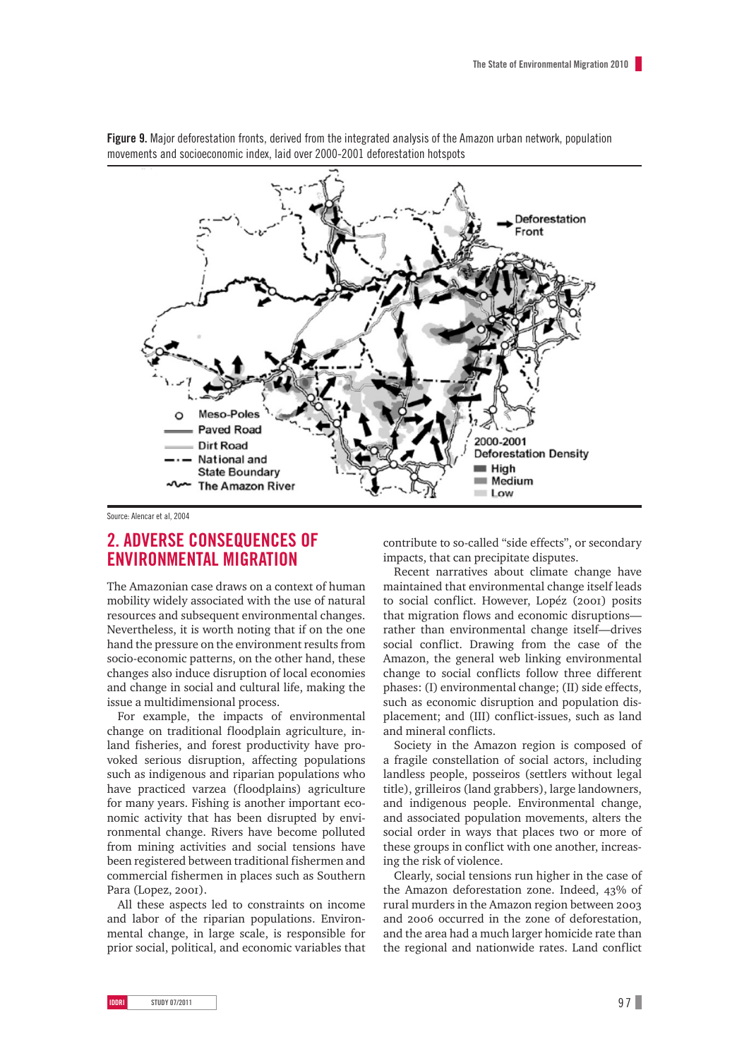**Figure 9.** Major deforestation fronts, derived from the integrated analysis of the Amazon urban network, population movements and socioeconomic index, laid over 2000-2001 deforestation hotspots

Source: Alencar et al, 2004

## 2. ADVERSE CONSEQUENCES OF ENVIRONMENTAL MIGRATION

The Amazonian case draws on a context of human mobility widely associated with the use of natural resources and subsequent environmental changes. Nevertheless, it is worth noting that if on the one hand the pressure on the environment results from socio-economic patterns, on the other hand, these changes also induce disruption of local economies and change in social and cultural life, making the issue a multidimensional process.

For example, the impacts of environmental change on traditional floodplain agriculture, inland fisheries, and forest productivity have provoked serious disruption, affecting populations such as indigenous and riparian populations who have practiced varzea (floodplains) agriculture for many years. Fishing is another important economic activity that has been disrupted by environmental change. Rivers have become polluted from mining activities and social tensions have been registered between traditional fishermen and commercial fishermen in places such as Southern Para (Lopez, 2001).

All these aspects led to constraints on income and labor of the riparian populations. Environmental change, in large scale, is responsible for prior social, political, and economic variables that contribute to so-called "side effects", or secondary impacts, that can precipitate disputes.

Recent narratives about climate change have maintained that environmental change itself leads to social conflict. However, Lopéz (2001) posits that migration flows and economic disruptions—rather than environmental change itself—drives social conflict. Drawing from the case of the Amazon, the general web linking environmental change to social conflicts follow three different phases: (I) environmental change; (II) side effects, such as economic disruption and population displacement; and (III) conflict-issues, such as land and mineral conflicts.

Society in the Amazon region is composed of a fragile constellation of social actors, including landless people, posseiros (settlers without legal title), grilleiros (land grabbers), large landowners, and indigenous people. Environmental change, and associated population movements, alters the social order in ways that places two or more of these groups in conflict with one another, increasing the risk of violence.

Clearly, social tensions run higher in the case of the Amazon deforestation zone. Indeed, 43% of rural murders in the Amazon region between 2003 and 2006 occurred in the zone of deforestation, and the area had a much larger homicide rate than the regional and nationwide rates. Land conflict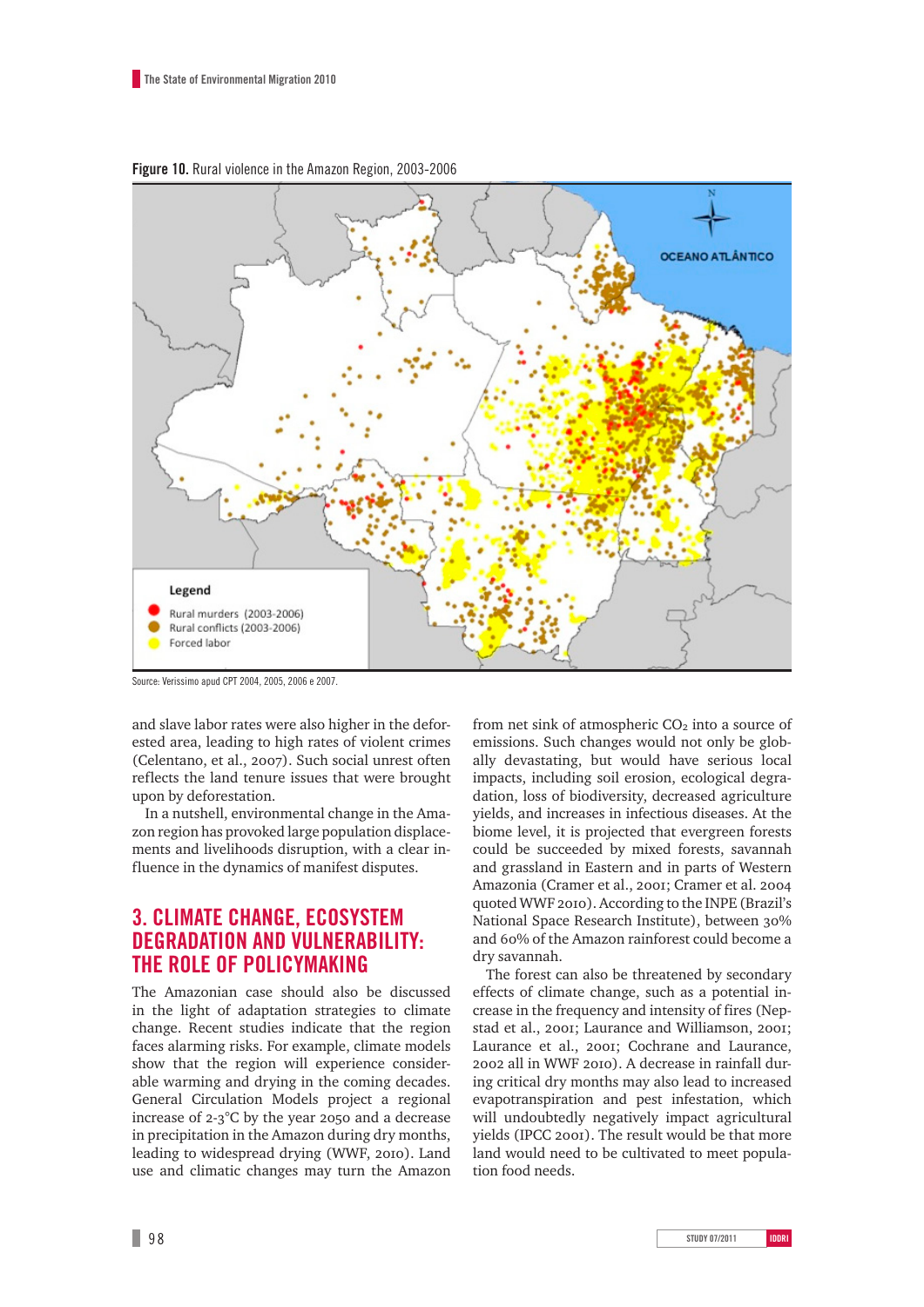**Figure 10.** Rural violence in the Amazon Region, 2003-2006

Legend

- Rural murders (2003-2006)
- Rural conflicts (2003-2006)
- Forced labor

OCEANO ATLÂNTICO

Source: Verissimo apud CPT 2004, 2005, 2006 e 2007.

and slave labor rates were also higher in the deforested area, leading to high rates of violent crimes (Celentano, et al., 2007). Such social unrest often reflects the land tenure issues that were brought upon by deforestation.

In a nutshell, environmental change in the Amazon region has provoked large population displacements and livelihoods disruption, with a clear influence in the dynamics of manifest disputes.

## 3. CLIMATE CHANGE, ECOSYSTEM DEGRADATION AND VULNERABILITY: THE ROLE OF POLICYMAKING

The Amazonian case should also be discussed in the light of adaptation strategies to climate change. Recent studies indicate that the region faces alarming risks. For example, climate models show that the region will experience considerable warming and drying in the coming decades. General Circulation Models project a regional increase of 2-3°C by the year 2050 and a decrease in precipitation in the Amazon during dry months, leading to widespread drying (WWF, 2010). Land use and climatic changes may turn the Amazon from net sink of atmospheric $CO_2$ into a source of emissions. Such changes would not only be globally devastating, but would have serious local impacts, including soil erosion, ecological degradation, loss of biodiversity, decreased agriculture yields, and increases in infectious diseases. At the biome level, it is projected that evergreen forests could be succeeded by mixed forests, savannah and grassland in Eastern and in parts of Western Amazonia (Cramer et al., 2001; Cramer et al. 2004 quoted WWF 2010). According to the INPE (Brazil's National Space Research Institute), between 30% and 60% of the Amazon rainforest could become a dry savannah.

The forest can also be threatened by secondary effects of climate change, such as a potential increase in the frequency and intensity of fires (Nepstad et al., 2001; Laurance and Williamson, 2001; Laurance et al., 2001; Cochrane and Laurance, 2002 all in WWF 2010). A decrease in rainfall during critical dry months may also lead to increased evapotranspiration and pest infestation, which will undoubtedly negatively impact agricultural yields (IPCC 2001). The result would be that more land would need to be cultivated to meet population food needs.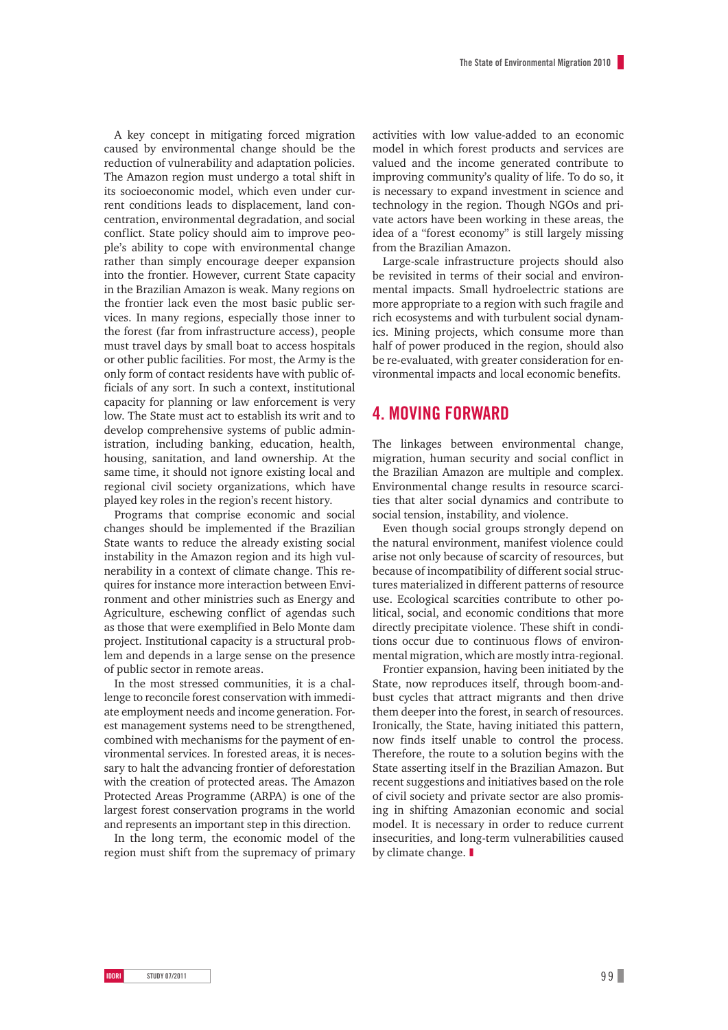A key concept in mitigating forced migration caused by environmental change should be the reduction of vulnerability and adaptation policies. The Amazon region must undergo a total shift in its socioeconomic model, which even under current conditions leads to displacement, land concentration, environmental degradation, and social conflict. State policy should aim to improve people's ability to cope with environmental change rather than simply encourage deeper expansion into the frontier. However, current State capacity in the Brazilian Amazon is weak. Many regions on the frontier lack even the most basic public services. In many regions, especially those inner to the forest (far from infrastructure access), people must travel days by small boat to access hospitals or other public facilities. For most, the Army is the only form of contact residents have with public officials of any sort. In such a context, institutional capacity for planning or law enforcement is very low. The State must act to establish its writ and to develop comprehensive systems of public administration, including banking, education, health, housing, sanitation, and land ownership. At the same time, it should not ignore existing local and regional civil society organizations, which have played key roles in the region's recent history.

Programs that comprise economic and social changes should be implemented if the Brazilian State wants to reduce the already existing social instability in the Amazon region and its high vulnerability in a context of climate change. This requires for instance more interaction between Environment and other ministries such as Energy and Agriculture, eschewing conflict of agendas such as those that were exemplified in Belo Monte dam project. Institutional capacity is a structural problem and depends in a large sense on the presence of public sector in remote areas.

In the most stressed communities, it is a challenge to reconcile forest conservation with immediate employment needs and income generation. Forest management systems need to be strengthened, combined with mechanisms for the payment of environmental services. In forested areas, it is necessary to halt the advancing frontier of deforestation with the creation of protected areas. The Amazon Protected Areas Programme (ARPA) is one of the largest forest conservation programs in the world and represents an important step in this direction.

In the long term, the economic model of the region must shift from the supremacy of primary activities with low value-added to an economic model in which forest products and services are valued and the income generated contribute to improving community's quality of life. To do so, it is necessary to expand investment in science and technology in the region. Though NGOs and private actors have been working in these areas, the idea of a "forest economy" is still largely missing from the Brazilian Amazon.

Large-scale infrastructure projects should also be revisited in terms of their social and environmental impacts. Small hydroelectric stations are more appropriate to a region with such fragile and rich ecosystems and with turbulent social dynamics. Mining projects, which consume more than half of power produced in the region, should also be re-evaluated, with greater consideration for environmental impacts and local economic benefits.

## 4. MOVING FORWARD

The linkages between environmental change, migration, human security and social conflict in the Brazilian Amazon are multiple and complex. Environmental change results in resource scarcities that alter social dynamics and contribute to social tension, instability, and violence.

Even though social groups strongly depend on the natural environment, manifest violence could arise not only because of scarcity of resources, but because of incompatibility of different social structures materialized in different patterns of resource use. Ecological scarcities contribute to other political, social, and economic conditions that more directly precipitate violence. These shift in conditions occur due to continuous flows of environmental migration, which are mostly intra-regional.

Frontier expansion, having been initiated by the State, now reproduces itself, through boom-and-bust cycles that attract migrants and then drive them deeper into the forest, in search of resources. Ironically, the State, having initiated this pattern, now finds itself unable to control the process. Therefore, the route to a solution begins with the State asserting itself in the Brazilian Amazon. But recent suggestions and initiatives based on the role of civil society and private sector are also promising in shifting Amazonian economic and social model. It is necessary in order to reduce current insecurities, and long-term vulnerabilities caused by climate change.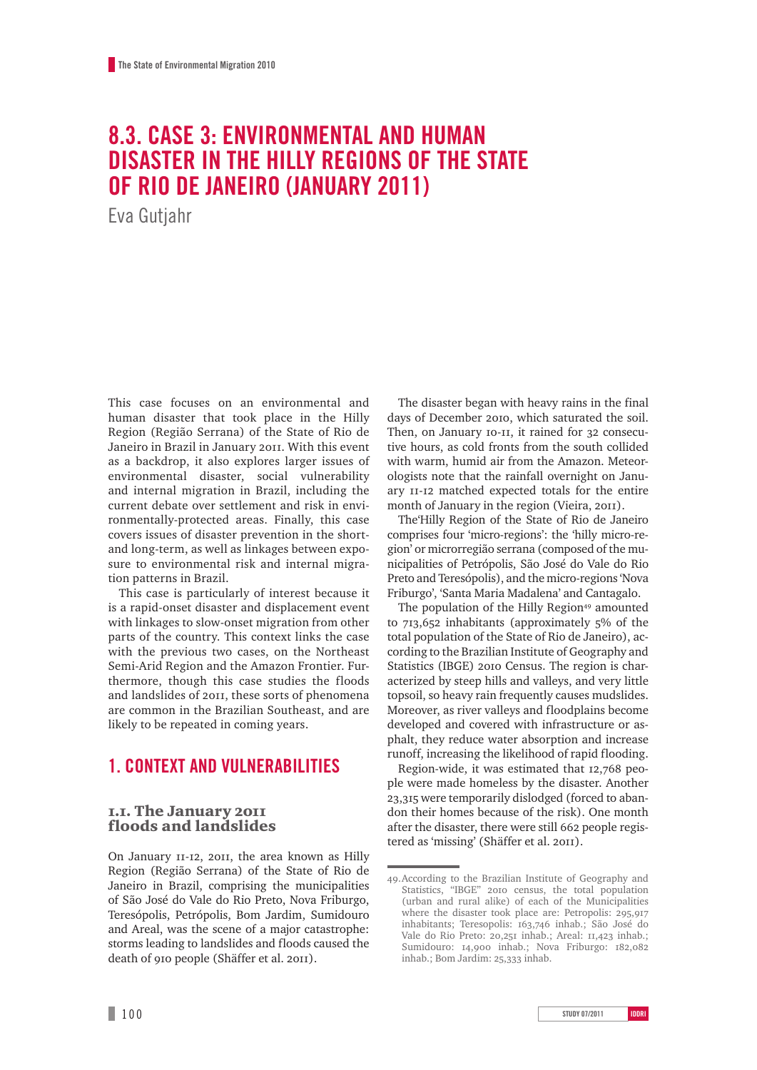# 8.3. CASE 3: ENVIRONMENTAL AND HUMAN DISASTER IN THE HILLY REGIONS OF THE STATE OF RIO DE JANEIRO (JANUARY 2011)

Eva Gutjahr

This case focuses on an environmental and human disaster that took place in the Hilly Region (Região Serrana) of the State of Rio de Janeiro in Brazil in January 2011. With this event as a backdrop, it also explores larger issues of environmental disaster, social vulnerability and internal migration in Brazil, including the current debate over settlement and risk in environmentally-protected areas. Finally, this case covers issues of disaster prevention in the short- and long-term, as well as linkages between exposure to environmental risk and internal migration patterns in Brazil.

This case is particularly of interest because it is a rapid-onset disaster and displacement event with linkages to slow-onset migration from other parts of the country. This context links the case with the previous two cases, on the Northeast Semi-Arid Region and the Amazon Frontier. Furthermore, though this case studies the floods and landslides of 2011, these sorts of phenomena are common in the Brazilian Southeast, and are likely to be repeated in coming years.

## 1. CONTEXT AND VULNERABILITIES

### 1.1. The January 2011 floods and landslides

On January 11-12, 2011, the area known as Hilly Region (Região Serrana) of the State of Rio de Janeiro in Brazil, comprising the municipalities of São José do Vale do Rio Preto, Nova Friburgo, Teresópolis, Petrópolis, Bom Jardim, Sumidouro and Areal, was the scene of a major catastrophe: storms leading to landslides and floods caused the death of 910 people (Shäffer et al. 2011).

The disaster began with heavy rains in the final days of December 2010, which saturated the soil. Then, on January 10-11, it rained for 32 consecutive hours, as cold fronts from the south collided with warm, humid air from the Amazon. Meteorologists note that the rainfall overnight on January 11-12 matched expected totals for the entire month of January in the region (Vieira, 2011).

The'Hilly Region of the State of Rio de Janeiro comprises four 'micro-regions': the 'hilly micro-region' or microrregião serrana (composed of the municipalities of Petrópolis, São José do Vale do Rio Preto and Teresópolis), and the micro-regions 'Nova Friburgo', 'Santa Maria Madalena' and Cantagalo.

The population of the Hilly Region[49] amounted to 713,652 inhabitants (approximately 5% of the total population of the State of Rio de Janeiro), according to the Brazilian Institute of Geography and Statistics (IBGE) 2010 Census. The region is characterized by steep hills and valleys, and very little topsoil, so heavy rain frequently causes mudslides. Moreover, as river valleys and floodplains become developed and covered with infrastructure or asphalt, they reduce water absorption and increase runoff, increasing the likelihood of rapid flooding.

Region-wide, it was estimated that 12,768 people were made homeless by the disaster. Another 23,315 were temporarily dislodged (forced to abandon their homes because of the risk). One month after the disaster, there were still 662 people registered as 'missing' (Shäffer et al. 2011).

---

49. According to the Brazilian Institute of Geography and Statistics, "IBGE" 2010 census, the total population (urban and rural alike) of each of the Municipalities where the disaster took place are: Petropolis: 295,917 inhabitants; Teresopolis: 163,746 inhab.; São José do Vale do Rio Preto: 20,251 inhab.; Areal: 11,423 inhab.; Sumidouro: 14,900 inhab.; Nova Friburgo: 182,082 inhab.; Bom Jardim: 25,333 inhab.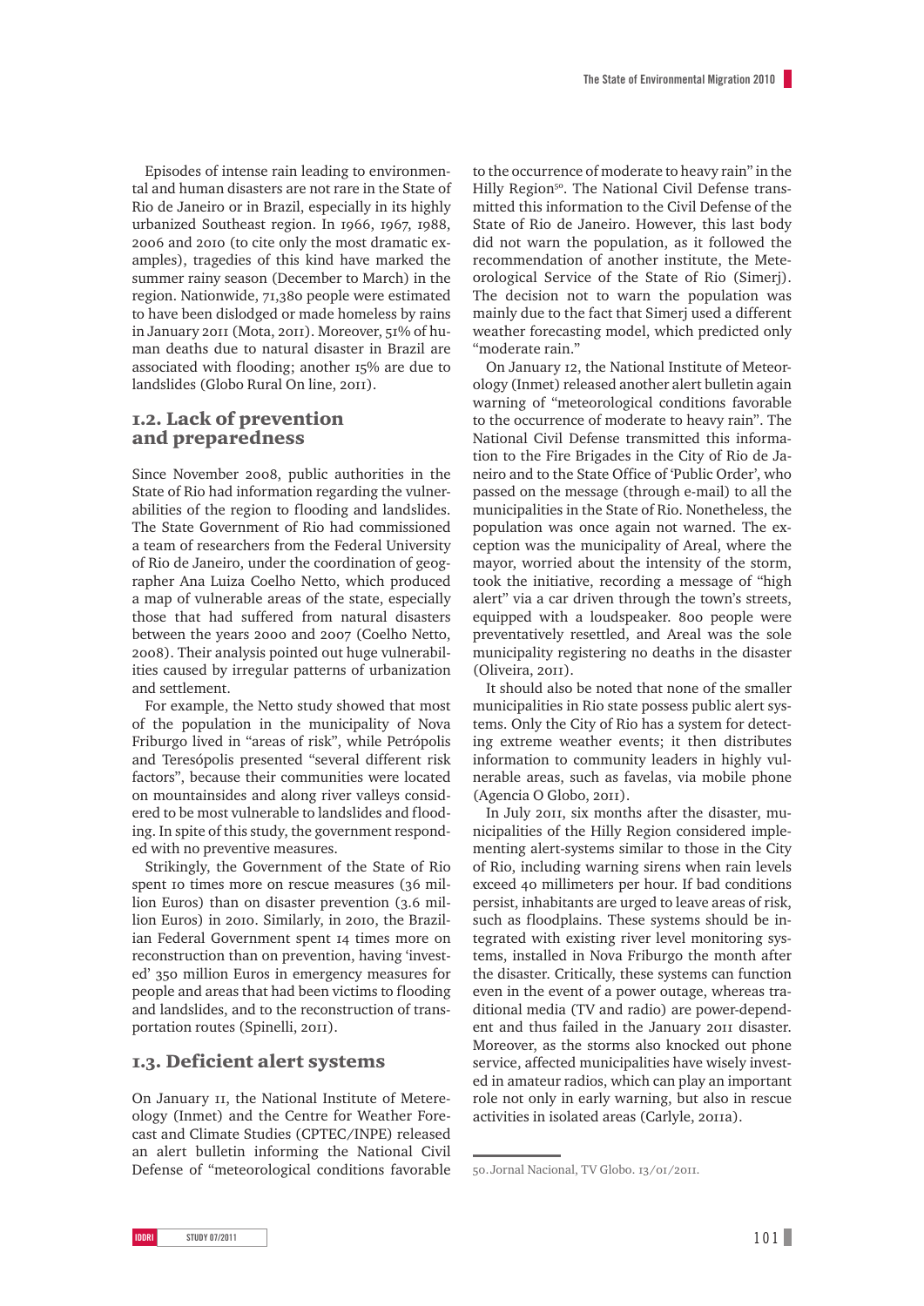Episodes of intense rain leading to environmental and human disasters are not rare in the State of Rio de Janeiro or in Brazil, especially in its highly urbanized Southeast region. In 1966, 1967, 1988, 2006 and 2010 (to cite only the most dramatic examples), tragedies of this kind have marked the summer rainy season (December to March) in the region. Nationwide, 71,380 people were estimated to have been dislodged or made homeless by rains in January 2011 (Mota, 2011). Moreover, 51% of human deaths due to natural disaster in Brazil are associated with flooding; another 15% are due to landslides (Globo Rural On line, 2011).

## 1.2. Lack of prevention and preparedness

Since November 2008, public authorities in the State of Rio had information regarding the vulnerabilities of the region to flooding and landslides. The State Government of Rio had commissioned a team of researchers from the Federal University of Rio de Janeiro, under the coordination of geographer Ana Luiza Coelho Netto, which produced a map of vulnerable areas of the state, especially those that had suffered from natural disasters between the years 2000 and 2007 (Coelho Netto, 2008). Their analysis pointed out huge vulnerabilities caused by irregular patterns of urbanization and settlement.

For example, the Netto study showed that most of the population in the municipality of Nova Friburgo lived in "areas of risk", while Petrópolis and Teresópolis presented "several different risk factors", because their communities were located on mountainsides and along river valleys considered to be most vulnerable to landslides and flooding. In spite of this study, the government responded with no preventive measures.

Strikingly, the Government of the State of Rio spent 10 times more on rescue measures (36 million Euros) than on disaster prevention (3.6 million Euros) in 2010. Similarly, in 2010, the Brazilian Federal Government spent 14 times more on reconstruction than on prevention, having 'invested' 350 million Euros in emergency measures for people and areas that had been victims to flooding and landslides, and to the reconstruction of transportation routes (Spinelli, 2011).

## 1.3. Deficient alert systems

On January 11, the National Institute of Metereology (Inmet) and the Centre for Weather Forecast and Climate Studies (CPTEC/INPE) released an alert bulletin informing the National Civil Defense of "meteorological conditions favorable to the occurrence of moderate to heavy rain" in the Hilly Region[50]. The National Civil Defense transmitted this information to the Civil Defense of the State of Rio de Janeiro. However, this last body did not warn the population, as it followed the recommendation of another institute, the Meteorological Service of the State of Rio (Simerj). The decision not to warn the population was mainly due to the fact that Simerj used a different weather forecasting model, which predicted only "moderate rain."

On January 12, the National Institute of Meteorology (Inmet) released another alert bulletin again warning of "meteorological conditions favorable to the occurrence of moderate to heavy rain". The National Civil Defense transmitted this information to the Fire Brigades in the City of Rio de Janeiro and to the State Office of 'Public Order', who passed on the message (through e-mail) to all the municipalities in the State of Rio. Nonetheless, the population was once again not warned. The exception was the municipality of Areal, where the mayor, worried about the intensity of the storm, took the initiative, recording a message of "high alert" via a car driven through the town's streets, equipped with a loudspeaker. 800 people were preventatively resettled, and Areal was the sole municipality registering no deaths in the disaster (Oliveira, 2011).

It should also be noted that none of the smaller municipalities in Rio state possess public alert systems. Only the City of Rio has a system for detecting extreme weather events; it then distributes information to community leaders in highly vulnerable areas, such as favelas, via mobile phone (Agencia O Globo, 2011).

In July 2011, six months after the disaster, municipalities of the Hilly Region considered implementing alert-systems similar to those in the City of Rio, including warning sirens when rain levels exceed 40 millimeters per hour. If bad conditions persist, inhabitants are urged to leave areas of risk, such as floodplains. These systems should be integrated with existing river level monitoring systems, installed in Nova Friburgo the month after the disaster. Critically, these systems can function even in the event of a power outage, whereas traditional media (TV and radio) are power-dependent and thus failed in the January 2011 disaster. Moreover, as the storms also knocked out phone service, affected municipalities have wisely invested in amateur radios, which can play an important role not only in early warning, but also in rescue activities in isolated areas (Carlyle, 2011a).

---

50. Jornal Nacional, TV Globo. 13/01/2011.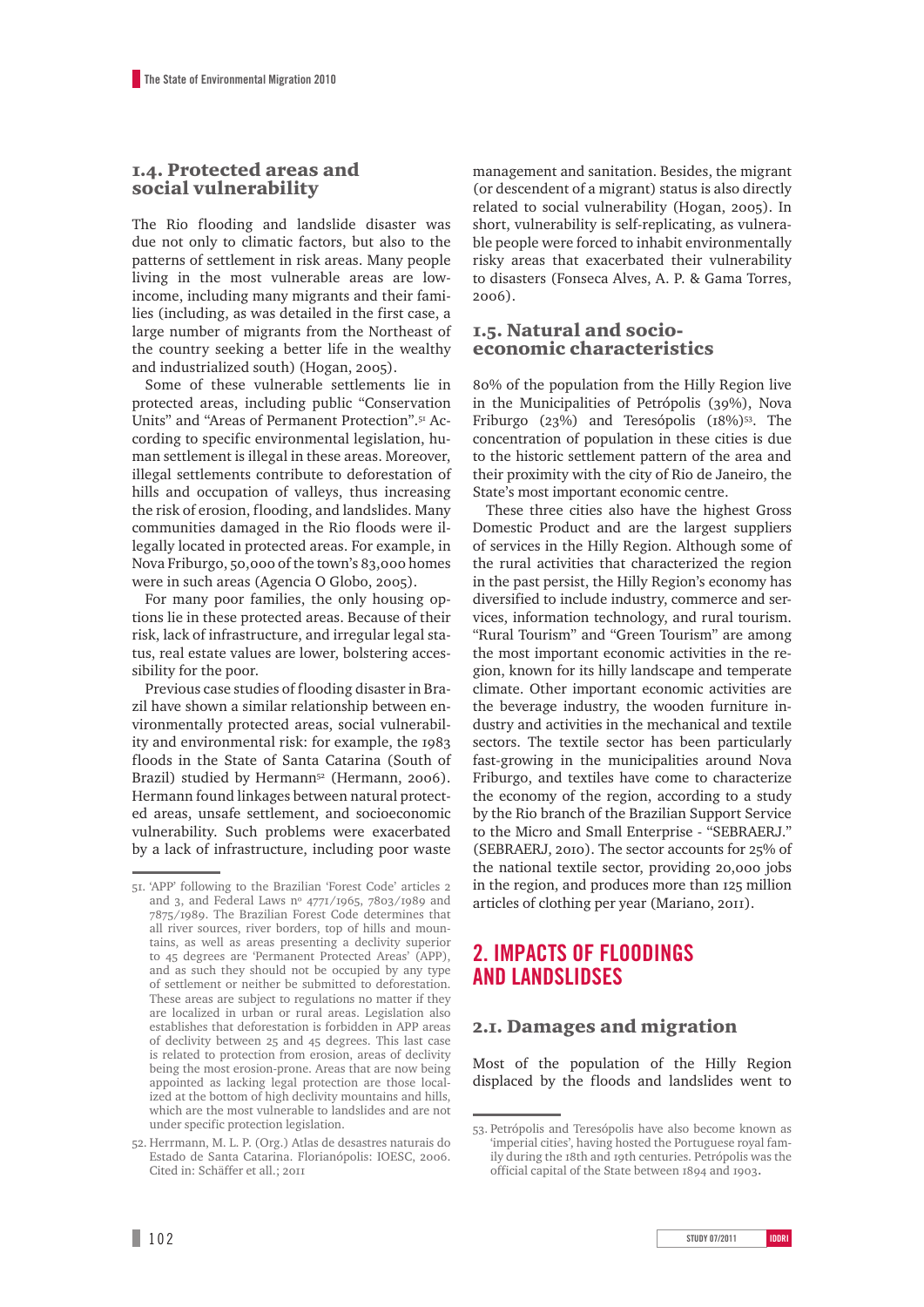### 1.4. Protected areas and social vulnerability

The Rio flooding and landslide disaster was due not only to climatic factors, but also to the patterns of settlement in risk areas. Many people living in the most vulnerable areas are low-income, including many migrants and their families (including, as was detailed in the first case, a large number of migrants from the Northeast of the country seeking a better life in the wealthy and industrialized south) (Hogan, 2005).

Some of these vulnerable settlements lie in protected areas, including public "Conservation Units" and "Areas of Permanent Protection".[51] According to specific environmental legislation, human settlement is illegal in these areas. Moreover, illegal settlements contribute to deforestation of hills and occupation of valleys, thus increasing the risk of erosion, flooding, and landslides. Many communities damaged in the Rio floods were illegally located in protected areas. For example, in Nova Friburgo, 50,000 of the town's 83,000 homes were in such areas (Agencia O Globo, 2005).

For many poor families, the only housing options lie in these protected areas. Because of their risk, lack of infrastructure, and irregular legal status, real estate values are lower, bolstering accessibility for the poor.

Previous case studies of flooding disaster in Brazil have shown a similar relationship between environmentally protected areas, social vulnerability and environmental risk: for example, the 1983 floods in the State of Santa Catarina (South of Brazil) studied by Hermann[52] (Hermann, 2006). Hermann found linkages between natural protected areas, unsafe settlement, and socioeconomic vulnerability. Such problems were exacerbated by a lack of infrastructure, including poor waste management and sanitation. Besides, the migrant (or descendent of a migrant) status is also directly related to social vulnerability (Hogan, 2005). In short, vulnerability is self-replicating, as vulnerable people were forced to inhabit environmentally risky areas that exacerbated their vulnerability to disasters (Fonseca Alves, A. P. & Gama Torres, 2006).

### 1.5. Natural and socio-economic characteristics

80% of the population from the Hilly Region live in the Municipalities of Petrópolis (39%), Nova Friburgo (23%) and Teresópolis (18%)[53]. The concentration of population in these cities is due to the historic settlement pattern of the area and their proximity with the city of Rio de Janeiro, the State's most important economic centre.

These three cities also have the highest Gross Domestic Product and are the largest suppliers of services in the Hilly Region. Although some of the rural activities that characterized the region in the past persist, the Hilly Region's economy has diversified to include industry, commerce and services, information technology, and rural tourism. "Rural Tourism" and "Green Tourism" are among the most important economic activities in the region, known for its hilly landscape and temperate climate. Other important economic activities are the beverage industry, the wooden furniture industry and activities in the mechanical and textile sectors. The textile sector has been particularly fast-growing in the municipalities around Nova Friburgo, and textiles have come to characterize the economy of the region, according to a study by the Rio branch of the Brazilian Support Service to the Micro and Small Enterprise - "SEBRAERJ." (SEBRAERJ, 2010). The sector accounts for 25% of the national textile sector, providing 20,000 jobs in the region, and produces more than 125 million articles of clothing per year (Mariano, 2011).

## 2. IMPACTS OF FLOODINGS AND LANDSLIDSES

### 2.1. Damages and migration

Most of the population of the Hilly Region displaced by the floods and landslides went to

---

51. 'APP' following to the Brazilian 'Forest Code' articles 2 and 3, and Federal Laws nº 4771/1965, 7803/1989 and 7875/1989. The Brazilian Forest Code determines that all river sources, river borders, top of hills and mountains, as well as areas presenting a declivity superior to 45 degrees are 'Permanent Protected Areas' (APP), and as such they should not be occupied by any type of settlement or neither be submitted to deforestation. These areas are subject to regulations no matter if they are localized in urban or rural areas. Legislation also establishes that deforestation is forbidden in APP areas of declivity between 25 and 45 degrees. This last case is related to protection from erosion, areas of declivity being the most erosion-prone. Areas that are now being appointed as lacking legal protection are those localized at the bottom of high declivity mountains and hills, which are the most vulnerable to landslides and are not under specific protection legislation.

52. Herrmann, M. L. P. (Org.) Atlas de desastres naturais do Estado de Santa Catarina. Florianópolis: IOESC, 2006. Cited in: Schäffer et all.; 2011

53. Petrópolis and Teresópolis have also become known as 'imperial cities', having hosted the Portuguese royal family during the 18th and 19th centuries. Petrópolis was the official capital of the State between 1894 and 1903.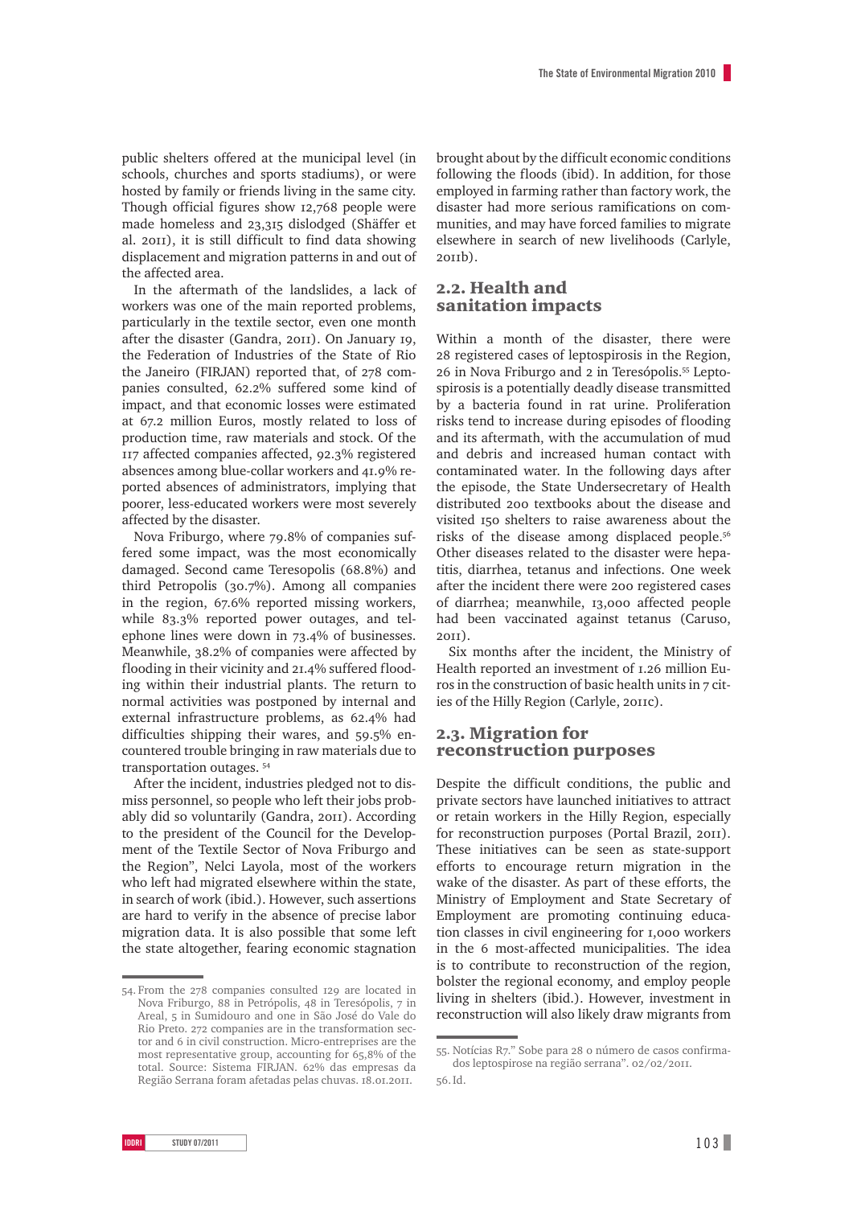public shelters offered at the municipal level (in schools, churches and sports stadiums), or were hosted by family or friends living in the same city. Though official figures show 12,768 people were made homeless and 23,315 dislodged (Shäffer et al. 2011), it is still difficult to find data showing displacement and migration patterns in and out of the affected area.

In the aftermath of the landslides, a lack of workers was one of the main reported problems, particularly in the textile sector, even one month after the disaster (Gandra, 2011). On January 19, the Federation of Industries of the State of Rio the Janeiro (FIRJAN) reported that, of 278 companies consulted, 62.2% suffered some kind of impact, and that economic losses were estimated at 67.2 million Euros, mostly related to loss of production time, raw materials and stock. Of the 117 affected companies affected, 92.3% registered absences among blue-collar workers and 41.9% reported absences of administrators, implying that poorer, less-educated workers were most severely affected by the disaster.

Nova Friburgo, where 79.8% of companies suffered some impact, was the most economically damaged. Second came Teresopolis (68.8%) and third Petropolis (30.7%). Among all companies in the region, 67.6% reported missing workers, while 83.3% reported power outages, and telephone lines were down in 73.4% of businesses. Meanwhile, 38.2% of companies were affected by flooding in their vicinity and 21.4% suffered flooding within their industrial plants. The return to normal activities was postponed by internal and external infrastructure problems, as 62.4% had difficulties shipping their wares, and 59.5% encountered trouble bringing in raw materials due to transportation outages. [54]

After the incident, industries pledged not to dismiss personnel, so people who left their jobs probably did so voluntarily (Gandra, 2011). According to the president of the Council for the Development of the Textile Sector of Nova Friburgo and the Region", Nelci Layola, most of the workers who left had migrated elsewhere within the state, in search of work (ibid.). However, such assertions are hard to verify in the absence of precise labor migration data. It is also possible that some left the state altogether, fearing economic stagnation brought about by the difficult economic conditions following the floods (ibid). In addition, for those employed in farming rather than factory work, the disaster had more serious ramifications on communities, and may have forced families to migrate elsewhere in search of new livelihoods (Carlyle, 2011b).

## 2.2. Health and sanitation impacts

Within a month of the disaster, there were 28 registered cases of leptospirosis in the Region, 26 in Nova Friburgo and 2 in Teresópolis.[55] Leptospirosis is a potentially deadly disease transmitted by a bacteria found in rat urine. Proliferation risks tend to increase during episodes of flooding and its aftermath, with the accumulation of mud and debris and increased human contact with contaminated water. In the following days after the episode, the State Undersecretary of Health distributed 200 textbooks about the disease and visited 150 shelters to raise awareness about the risks of the disease among displaced people.[56] Other diseases related to the disaster were hepatitis, diarrhea, tetanus and infections. One week after the incident there were 200 registered cases of diarrhea; meanwhile, 13,000 affected people had been vaccinated against tetanus (Caruso, 2011).

Six months after the incident, the Ministry of Health reported an investment of 1.26 million Euros in the construction of basic health units in 7 cities of the Hilly Region (Carlyle, 2011c).

## 2.3. Migration for reconstruction purposes

Despite the difficult conditions, the public and private sectors have launched initiatives to attract or retain workers in the Hilly Region, especially for reconstruction purposes (Portal Brazil, 2011). These initiatives can be seen as state-support efforts to encourage return migration in the wake of the disaster. As part of these efforts, the Ministry of Employment and State Secretary of Employment are promoting continuing education classes in civil engineering for 1,000 workers in the 6 most-affected municipalities. The idea is to contribute to reconstruction of the region, bolster the regional economy, and employ people living in shelters (ibid.). However, investment in reconstruction will also likely draw migrants from

54. From the 278 companies consulted 129 are located in Nova Friburgo, 88 in Petrópolis, 48 in Teresópolis, 7 in Areal, 5 in Sumidouro and one in São José do Vale do Rio Preto. 272 companies are in the transformation sector and 6 in civil construction. Micro-entreprises are the most representative group, accounting for 65,8% of the total. Source: Sistema FIRJAN. 62% das empresas da Região Serrana foram afetadas pelas chuvas. 18.01.2011.

55. Notícias R7." Sobe para 28 o número de casos confirmados leptospirose na região serrana". 02/02/2011.

56. Id.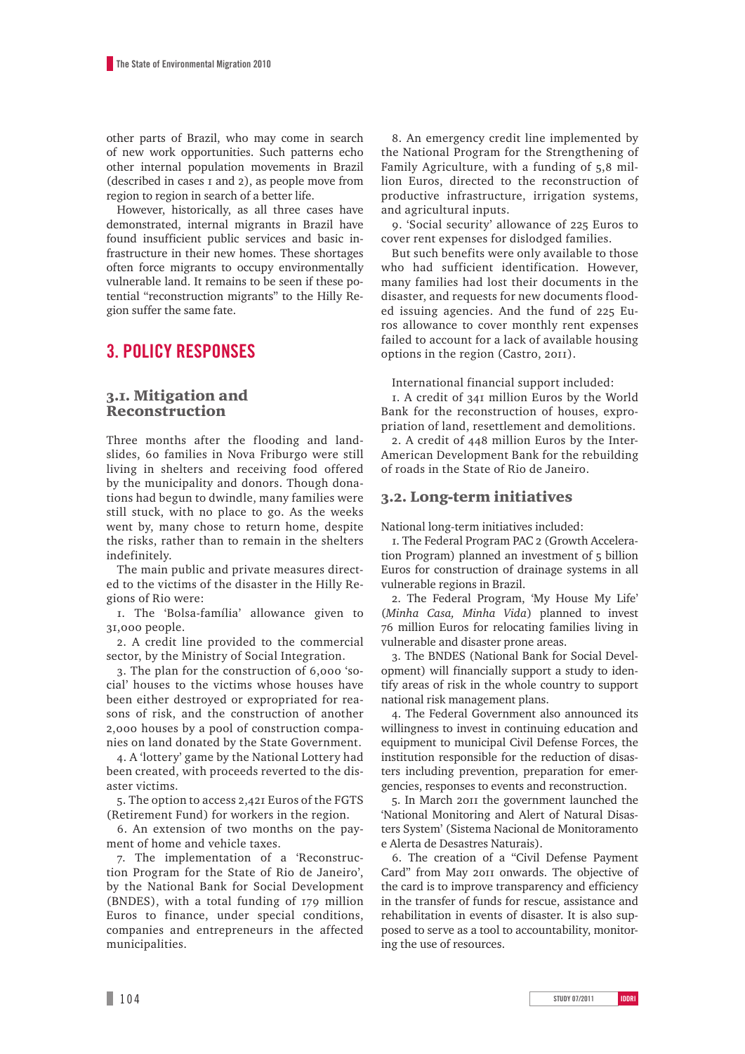other parts of Brazil, who may come in search of new work opportunities. Such patterns echo other internal population movements in Brazil (described in cases 1 and 2), as people move from region to region in search of a better life.

However, historically, as all three cases have demonstrated, internal migrants in Brazil have found insufficient public services and basic infrastructure in their new homes. These shortages often force migrants to occupy environmentally vulnerable land. It remains to be seen if these potential "reconstruction migrants" to the Hilly Region suffer the same fate.

## 3. POLICY RESPONSES

### 3.1. Mitigation and Reconstruction

Three months after the flooding and landslides, 60 families in Nova Friburgo were still living in shelters and receiving food offered by the municipality and donors. Though donations had begun to dwindle, many families were still stuck, with no place to go. As the weeks went by, many chose to return home, despite the risks, rather than to remain in the shelters indefinitely.

The main public and private measures directed to the victims of the disaster in the Hilly Regions of Rio were:

1. The 'Bolsa-família' allowance given to 31,000 people.
2. A credit line provided to the commercial sector, by the Ministry of Social Integration.
3. The plan for the construction of 6,000 'social' houses to the victims whose houses have been either destroyed or expropriated for reasons of risk, and the construction of another 2,000 houses by a pool of construction companies on land donated by the State Government.
4. A 'lottery' game by the National Lottery had been created, with proceeds reverted to the disaster victims.
5. The option to access 2,421 Euros of the FGTS (Retirement Fund) for workers in the region.
6. An extension of two months on the payment of home and vehicle taxes.
7. The implementation of a 'Reconstruction Program for the State of Rio de Janeiro', by the National Bank for Social Development (BNDES), with a total funding of 179 million Euros to finance, under special conditions, companies and entrepreneurs in the affected municipalities.
8. An emergency credit line implemented by the National Program for the Strengthening of Family Agriculture, with a funding of 5,8 million Euros, directed to the reconstruction of productive infrastructure, irrigation systems, and agricultural inputs.
9. 'Social security' allowance of 225 Euros to cover rent expenses for dislodged families.

But such benefits were only available to those who had sufficient identification. However, many families had lost their documents in the disaster, and requests for new documents flooded issuing agencies. And the fund of 225 Euros allowance to cover monthly rent expenses failed to account for a lack of available housing options in the region (Castro, 2011).

International financial support included:

1. A credit of 341 million Euros by the World Bank for the reconstruction of houses, expropriation of land, resettlement and demolitions.
2. A credit of 448 million Euros by the Inter-American Development Bank for the rebuilding of roads in the State of Rio de Janeiro.

### 3.2. Long-term initiatives

National long-term initiatives included:

1. The Federal Program PAC 2 (Growth Acceleration Program) planned an investment of 5 billion Euros for construction of drainage systems in all vulnerable regions in Brazil.
2. The Federal Program, 'My House My Life' (*Minha Casa, Minha Vida*) planned to invest 76 million Euros for relocating families living in vulnerable and disaster prone areas.
3. The BNDES (National Bank for Social Development) will financially support a study to identify areas of risk in the whole country to support national risk management plans.
4. The Federal Government also announced its willingness to invest in continuing education and equipment to municipal Civil Defense Forces, the institution responsible for the reduction of disasters including prevention, preparation for emergencies, responses to events and reconstruction.
5. In March 2011 the government launched the 'National Monitoring and Alert of Natural Disasters System' (Sistema Nacional de Monitoramento e Alerta de Desastres Naturais).
6. The creation of a "Civil Defense Payment Card" from May 2011 onwards. The objective of the card is to improve transparency and efficiency in the transfer of funds for rescue, assistance and rehabilitation in events of disaster. It is also supposed to serve as a tool to accountability, monitoring the use of resources.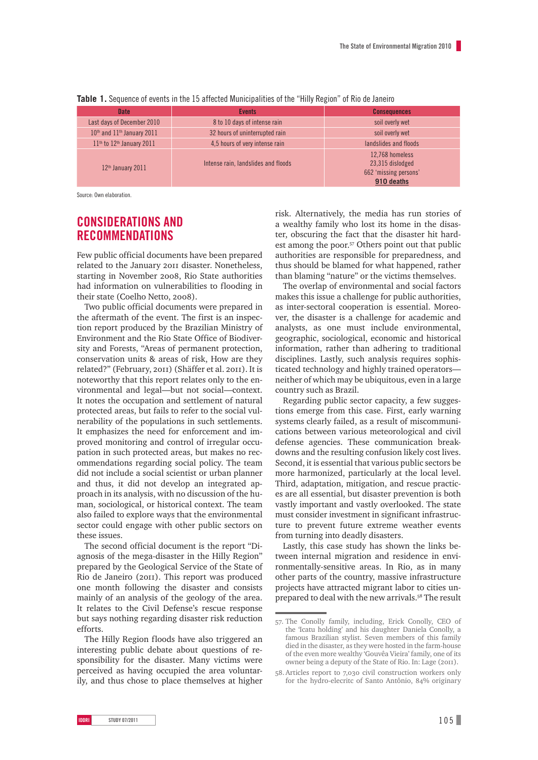**Table 1.** Sequence of events in the 15 affected Municipalities of the "Hilly Region" of Rio de Janeiro

| Date | Events | Consequences |
|---|---|---|
| Last days of December 2010 | 8 to 10 days of intense rain | soil overly wet |
| 10th and 11th January 2011 | 32 hours of uninterrupted rain | soil overly wet |
| 11th to 12th January 2011 | 4,5 hours of very intense rain | landslides and floods |
| 12th January 2011 | Intense rain, landslides and floods | 12,768 homeless<br>23,315 dislodged<br>662 'missing persons'<br>**910 deaths** |

Source: Own elaboration.

## CONSIDERATIONS AND RECOMMENDATIONS

Few public official documents have been prepared related to the January 2011 disaster. Nonetheless, starting in November 2008, Rio State authorities had information on vulnerabilities to flooding in their state (Coelho Netto, 2008).

Two public official documents were prepared in the aftermath of the event. The first is an inspection report produced by the Brazilian Ministry of Environment and the Rio State Office of Biodiversity and Forests, "Areas of permanent protection, conservation units & areas of risk, How are they related?" (February, 2011) (Shäffer et al. 2011). It is noteworthy that this report relates only to the environmental and legal—but not social—context. It notes the occupation and settlement of natural protected areas, but fails to refer to the social vulnerability of the populations in such settlements. It emphasizes the need for enforcement and improved monitoring and control of irregular occupation in such protected areas, but makes no recommendations regarding social policy. The team did not include a social scientist or urban planner and thus, it did not develop an integrated approach in its analysis, with no discussion of the human, sociological, or historical context. The team also failed to explore ways that the environmental sector could engage with other public sectors on these issues.

The second official document is the report "Diagnosis of the mega-disaster in the Hilly Region" prepared by the Geological Service of the State of Rio de Janeiro (2011). This report was produced one month following the disaster and consists mainly of an analysis of the geology of the area. It relates to the Civil Defense's rescue response but says nothing regarding disaster risk reduction efforts.

The Hilly Region floods have also triggered an interesting public debate about questions of responsibility for the disaster. Many victims were perceived as having occupied the area voluntarily, and thus chose to place themselves at higher risk. Alternatively, the media has run stories of a wealthy family who lost its home in the disaster, obscuring the fact that the disaster hit hardest among the poor.[57] Others point out that public authorities are responsible for preparedness, and thus should be blamed for what happened, rather than blaming "nature" or the victims themselves.

The overlap of environmental and social factors makes this issue a challenge for public authorities, as inter-sectoral cooperation is essential. Moreover, the disaster is a challenge for academic and analysts, as one must include environmental, geographic, sociological, economic and historical information, rather than adhering to traditional disciplines. Lastly, such analysis requires sophisticated technology and highly trained operators—neither of which may be ubiquitous, even in a large country such as Brazil.

Regarding public sector capacity, a few suggestions emerge from this case. First, early warning systems clearly failed, as a result of miscommunications between various meteorological and civil defense agencies. These communication breakdowns and the resulting confusion likely cost lives. Second, it is essential that various public sectors be more harmonized, particularly at the local level. Third, adaptation, mitigation, and rescue practices are all essential, but disaster prevention is both vastly important and vastly overlooked. The state must consider investment in significant infrastructure to prevent future extreme weather events from turning into deadly disasters.

Lastly, this case study has shown the links between internal migration and residence in environmentally-sensitive areas. In Rio, as in many other parts of the country, massive infrastructure projects have attracted migrant labor to cities unprepared to deal with the new arrivals.[58] The result

---

57. The Conolly family, including, Erick Conolly, CEO of the 'Icatu holding' and his daughter Daniela Conolly, a famous Brazilian stylist. Seven members of this family died in the disaster, as they were hosted in the farm-house of the even more wealthy 'Gouvêa Vieira' family, one of its owner being a deputy of the State of Rio. In: Lage (2011).

58. Articles report to 7,030 civil construction workers only for the hydro-elecritc of Santo Antônio, 84% originary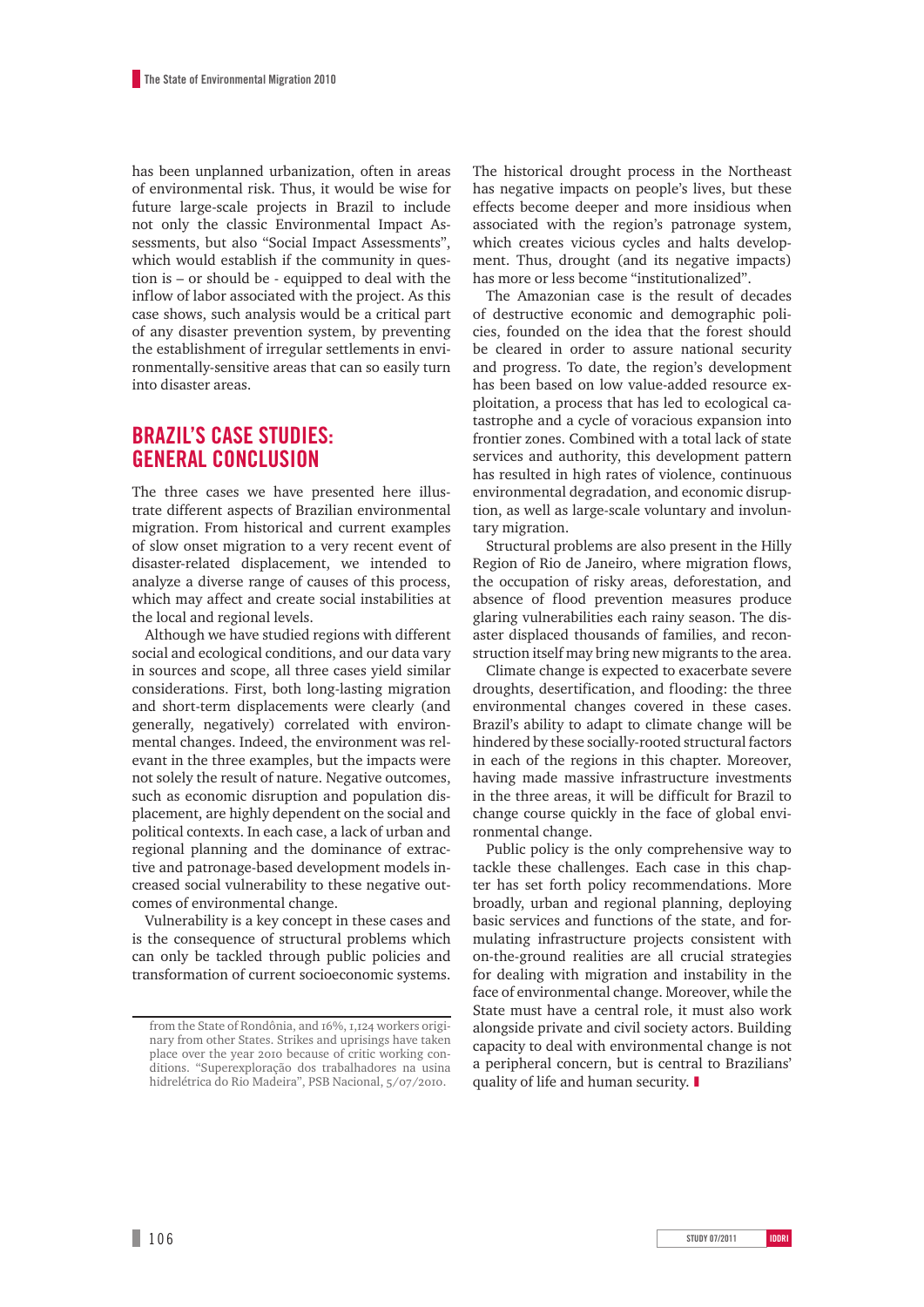has been unplanned urbanization, often in areas of environmental risk. Thus, it would be wise for future large-scale projects in Brazil to include not only the classic Environmental Impact Assessments, but also "Social Impact Assessments", which would establish if the community in question is – or should be - equipped to deal with the inflow of labor associated with the project. As this case shows, such analysis would be a critical part of any disaster prevention system, by preventing the establishment of irregular settlements in environmentally-sensitive areas that can so easily turn into disaster areas.

## BRAZIL'S CASE STUDIES: GENERAL CONCLUSION

The three cases we have presented here illustrate different aspects of Brazilian environmental migration. From historical and current examples of slow onset migration to a very recent event of disaster-related displacement, we intended to analyze a diverse range of causes of this process, which may affect and create social instabilities at the local and regional levels.

Although we have studied regions with different social and ecological conditions, and our data vary in sources and scope, all three cases yield similar considerations. First, both long-lasting migration and short-term displacements were clearly (and generally, negatively) correlated with environmental changes. Indeed, the environment was relevant in the three examples, but the impacts were not solely the result of nature. Negative outcomes, such as economic disruption and population displacement, are highly dependent on the social and political contexts. In each case, a lack of urban and regional planning and the dominance of extractive and patronage-based development models increased social vulnerability to these negative outcomes of environmental change.

Vulnerability is a key concept in these cases and is the consequence of structural problems which can only be tackled through public policies and transformation of current socioeconomic systems.

from the State of Rondônia, and 16%, 1,124 workers originary from other States. Strikes and uprisings have taken place over the year 2010 because of critic working conditions. "Superexploração dos trabalhadores na usina hidrelétrica do Rio Madeira", PSB Nacional, 5/07/2010.

The historical drought process in the Northeast has negative impacts on people's lives, but these effects become deeper and more insidious when associated with the region's patronage system, which creates vicious cycles and halts development. Thus, drought (and its negative impacts) has more or less become "institutionalized".

The Amazonian case is the result of decades of destructive economic and demographic policies, founded on the idea that the forest should be cleared in order to assure national security and progress. To date, the region's development has been based on low value-added resource exploitation, a process that has led to ecological catastrophe and a cycle of voracious expansion into frontier zones. Combined with a total lack of state services and authority, this development pattern has resulted in high rates of violence, continuous environmental degradation, and economic disruption, as well as large-scale voluntary and involuntary migration.

Structural problems are also present in the Hilly Region of Rio de Janeiro, where migration flows, the occupation of risky areas, deforestation, and absence of flood prevention measures produce glaring vulnerabilities each rainy season. The disaster displaced thousands of families, and reconstruction itself may bring new migrants to the area.

Climate change is expected to exacerbate severe droughts, desertification, and flooding: the three environmental changes covered in these cases. Brazil's ability to adapt to climate change will be hindered by these socially-rooted structural factors in each of the regions in this chapter. Moreover, having made massive infrastructure investments in the three areas, it will be difficult for Brazil to change course quickly in the face of global environmental change.

Public policy is the only comprehensive way to tackle these challenges. Each case in this chapter has set forth policy recommendations. More broadly, urban and regional planning, deploying basic services and functions of the state, and formulating infrastructure projects consistent with on-the-ground realities are all crucial strategies for dealing with migration and instability in the face of environmental change. Moreover, while the State must have a central role, it must also work alongside private and civil society actors. Building capacity to deal with environmental change is not a peripheral concern, but is central to Brazilians' quality of life and human security.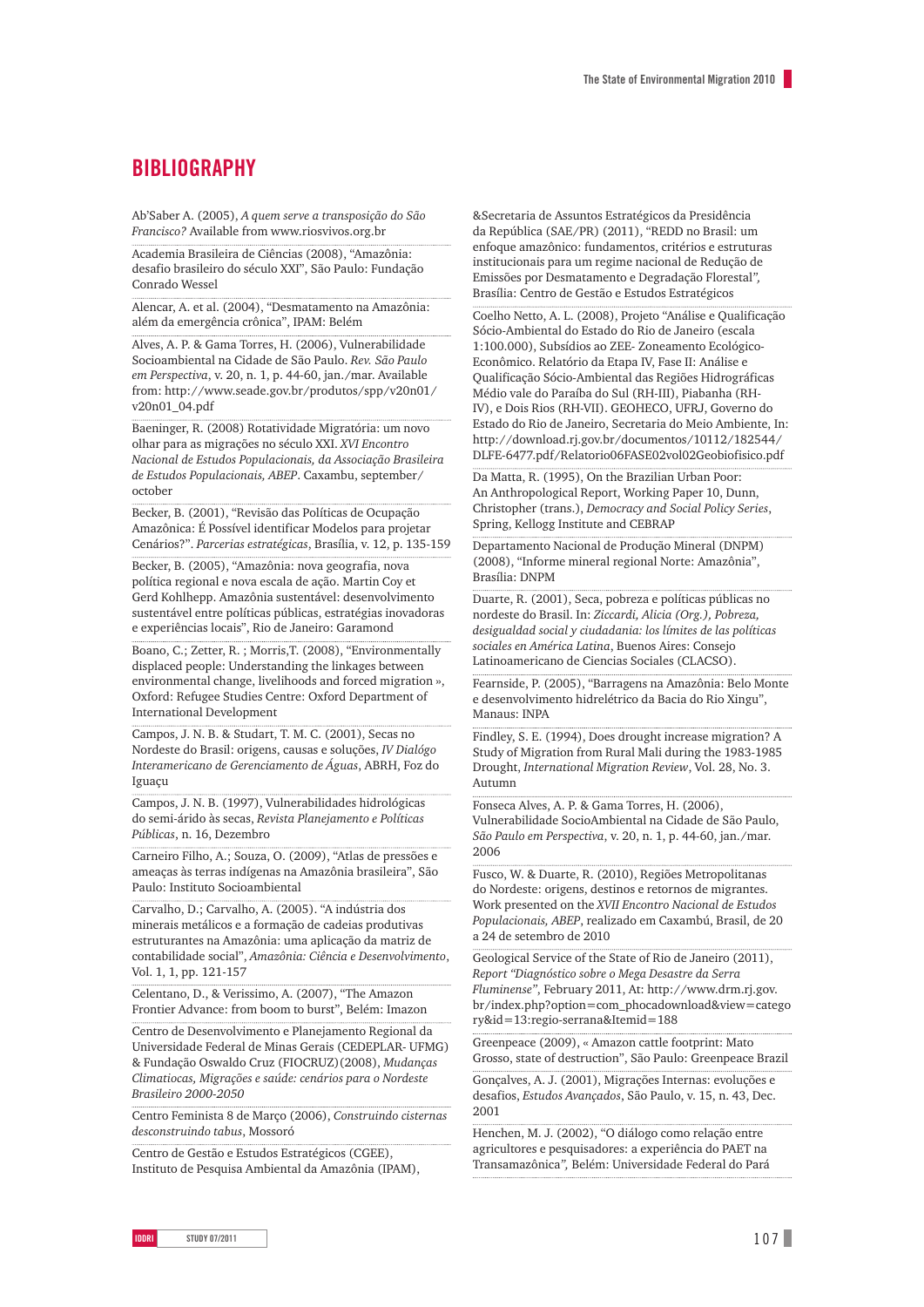# BIBLIOGRAPHY

Ab'Saber A. (2005), *A quem serve a transposição do São Francisco?* Available from www.riosvivos.org.br

Academia Brasileira de Ciências (2008), "Amazônia: desafio brasileiro do século XXI", São Paulo: Fundação Conrado Wessel

Alencar, A. et al. (2004), "Desmatamento na Amazônia: além da emergência crônica", IPAM: Belém

Alves, A. P. & Gama Torres, H. (2006), Vulnerabilidade Socioambiental na Cidade de São Paulo. *Rev. São Paulo em Perspectiva*, v. 20, n. 1, p. 44-60, jan./mar. Available from: http://www.seade.gov.br/produtos/spp/v20n01/v20n01_04.pdf

Baeninger, R. (2008) Rotatividade Migratória: um novo olhar para as migrações no século XXI. *XVI Encontro Nacional de Estudos Populacionais, da Associação Brasileira de Estudos Populacionais, ABEP*. Caxambu, september/october

Becker, B. (2001), "Revisão das Políticas de Ocupação Amazônica: É Possível identificar Modelos para projetar Cenários?". *Parcerias estratégicas*, Brasília, v. 12, p. 135-159

Becker, B. (2005), "Amazônia: nova geografia, nova política regional e nova escala de ação. Martin Coy et Gerd Kohlhepp. Amazônia sustentável: desenvolvimento sustentável entre políticas públicas, estratégias inovadoras e experiências locais", Rio de Janeiro: Garamond

Boano, C.; Zetter, R. ; Morris,T. (2008), "Environmentally displaced people: Understanding the linkages between environmental change, livelihoods and forced migration », Oxford: Refugee Studies Centre: Oxford Department of International Development

Campos, J. N. B. & Studart, T. M. C. (2001), Secas no Nordeste do Brasil: origens, causas e soluções, *IV Diálogo Interamericano de Gerenciamento de Águas*, ABRH, Foz do Iguaçu

Campos, J. N. B. (1997), Vulnerabilidades hidrológicas do semi-árido às secas, *Revista Planejamento e Políticas Públicas*, n. 16, Dezembro

Carneiro Filho, A.; Souza, O. (2009), "Atlas de pressões e ameaças às terras indígenas na Amazônia brasileira", São Paulo: Instituto Socioambiental

Carvalho, D.; Carvalho, A. (2005). "A indústria dos minerais metálicos e a formação de cadeias produtivas estruturantes na Amazônia: uma aplicação da matriz de contabilidade social", *Amazônia: Ciência e Desenvolvimento*, Vol. 1, 1, pp. 121-157

Celentano, D., & Verissimo, A. (2007), "The Amazon Frontier Advance: from boom to burst", Belém: Imazon

Centro de Desenvolvimento e Planejamento Regional da Universidade Federal de Minas Gerais (CEDEPLAR- UFMG) & Fundação Oswaldo Cruz (FIOCRUZ)(2008), *Mudanças Climatiocas, Migrações e saúde: cenários para o Nordeste Brasileiro 2000-2050*

Centro Feminista 8 de Março (2006), *Construindo cisternas desconstruindo tabus*, Mossoró

Centro de Gestão e Estudos Estratégicos (CGEE), Instituto de Pesquisa Ambiental da Amazônia (IPAM), &Secretaria de Assuntos Estratégicos da Presidência da República (SAE/PR) (2011), "REDD no Brasil: um enfoque amazônico: fundamentos, critérios e estruturas institucionais para um regime nacional de Redução de Emissões por Desmatamento e Degradação Florestal", Brasília: Centro de Gestão e Estudos Estratégicos

Coelho Netto, A. L. (2008), Projeto "Análise e Qualificação Sócio-Ambiental do Estado do Rio de Janeiro (escala 1:100.000), Subsídios ao ZEE- Zoneamento Ecológico-Econômico. Relatório da Etapa IV, Fase II: Análise e Qualificação Sócio-Ambiental das Regiões Hidrográficas Médio vale do Paraíba do Sul (RH-III), Piabanha (RH-IV), e Dois Rios (RH-VII). GEOHECO, UFRJ, Governo do Estado do Rio de Janeiro, Secretaria do Meio Ambiente, In: http://download.rj.gov.br/documentos/10112/182544/DLFE-6477.pdf/Relatorio06FASE02vol02Geobiofisico.pdf

Da Matta, R. (1995), On the Brazilian Urban Poor: An Anthropological Report, Working Paper 10, Dunn, Christopher (trans.), *Democracy and Social Policy Series*, Spring, Kellogg Institute and CEBRAP

Departamento Nacional de Produção Mineral (DNPM) (2008), "Informe mineral regional Norte: Amazônia", Brasília: DNPM

Duarte, R. (2001), Seca, pobreza e políticas públicas no nordeste do Brasil. In: *Ziccardi, Alicia (Org.), Pobreza, desigualdad social y ciudadania: los límites de las políticas sociales en América Latina*, Buenos Aires: Consejo Latinoamericano de Ciencias Sociales (CLACSO).

Fearnside, P. (2005), "Barragens na Amazônia: Belo Monte e desenvolvimento hidrelétrico da Bacia do Rio Xingu", Manaus: INPA

Findley, S. E. (1994), Does drought increase migration? A Study of Migration from Rural Mali during the 1983-1985 Drought, *International Migration Review*, Vol. 28, No. 3. Autumn

Fonseca Alves, A. P. & Gama Torres, H. (2006), Vulnerabilidade SocioAmbiental na Cidade de São Paulo, *São Paulo em Perspectiva*, v. 20, n. 1, p. 44-60, jan./mar. 2006

Fusco, W. & Duarte, R. (2010), Regiões Metropolitanas do Nordeste: origens, destinos e retornos de migrantes. Work presented on the *XVII Encontro Nacional de Estudos Populacionais, ABEP*, realizado em Caxambú, Brasil, de 20 a 24 de setembro de 2010

Geological Service of the State of Rio de Janeiro (2011), *Report "Diagnóstico sobre o Mega Desastre da Serra Fluminense"*, February 2011, At: http://www.drm.rj.gov.br/index.php?option=com_phocadownload&view=category&id=13:regio-serrana&Itemid=188

Greenpeace (2009), « Amazon cattle footprint: Mato Grosso, state of destruction", São Paulo: Greenpeace Brazil

Gonçalves, A. J. (2001), Migrações Internas: evoluções e desafios, *Estudos Avançados*, São Paulo, v. 15, n. 43, Dec. 2001

Henchen, M. J. (2002), "O diálogo como relação entre agricultores e pesquisadores: a experiência do PAET na Transamazônica", Belém: Universidade Federal do Pará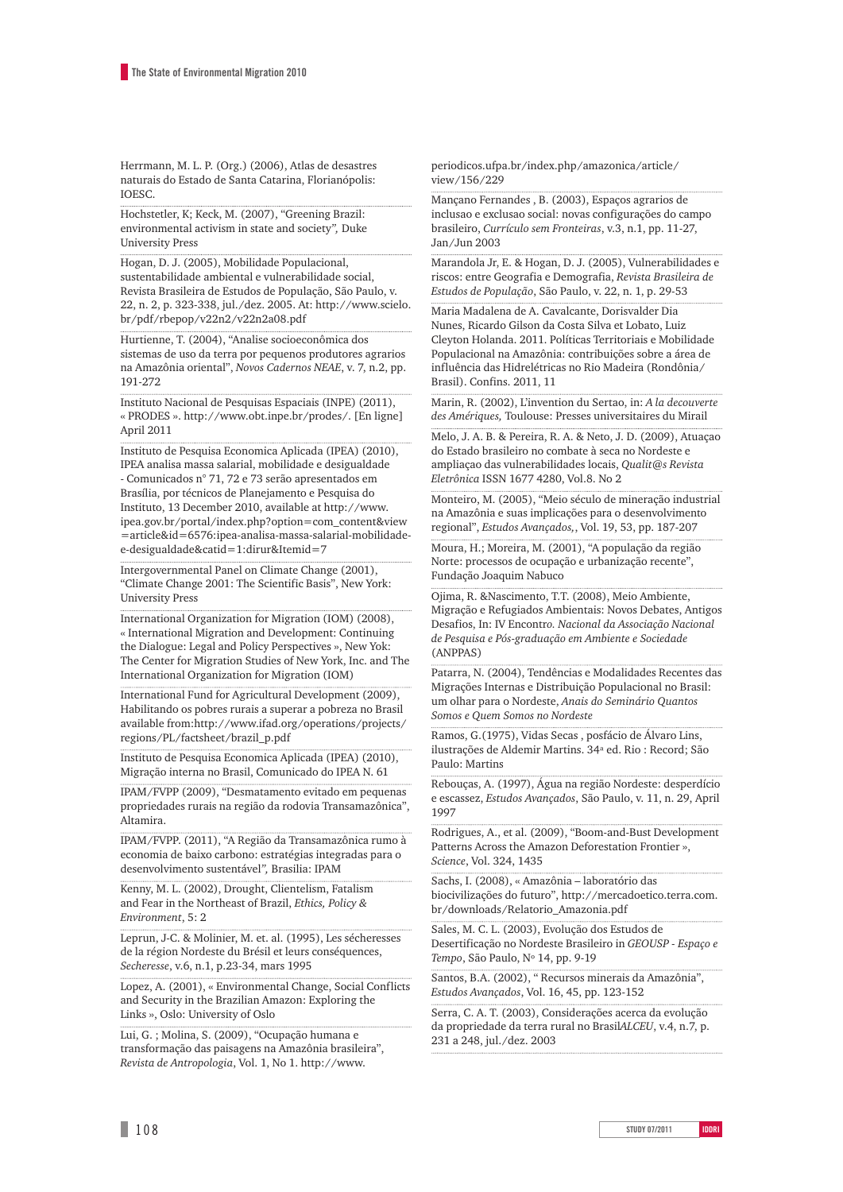Herrmann, M. L. P. (Org.) (2006), Atlas de desastres naturais do Estado de Santa Catarina, Florianópolis: IOESC.

Hochstetler, K; Keck, M. (2007), "Greening Brazil: environmental activism in state and society", Duke University Press

Hogan, D. J. (2005), Mobilidade Populacional, sustentabilidade ambiental e vulnerabilidade social, Revista Brasileira de Estudos de População, São Paulo, v. 22, n. 2, p. 323-338, jul./dez. 2005. At: http://www.scielo.br/pdf/rbepop/v22n2/v22n2a08.pdf

Hurtienne, T. (2004), "Analise socioeconômica dos sistemas de uso da terra por pequenos produtores agrarios na Amazônia oriental", *Novos Cadernos NEAE*, v. 7, n.2, pp. 191-272

Instituto Nacional de Pesquisas Espaciais (INPE) (2011), « PRODES ». http://www.obt.inpe.br/prodes/. [En ligne] April 2011

Instituto de Pesquisa Economica Aplicada (IPEA) (2010), IPEA analisa massa salarial, mobilidade e desigualdade - Comunicados n° 71, 72 e 73 serão apresentados em Brasília, por técnicos de Planejamento e Pesquisa do Instituto, 13 December 2010, available at http://www.ipea.gov.br/portal/index.php?option=com_content&view=article&id=6576:ipea-analisa-massa-salarial-mobilidade-e-desigualdade&catid=1:dirur&Itemid=7

Intergovernmental Panel on Climate Change (2001), "Climate Change 2001: The Scientific Basis", New York: University Press

International Organization for Migration (IOM) (2008), « International Migration and Development: Continuing the Dialogue: Legal and Policy Perspectives », New Yok: The Center for Migration Studies of New York, Inc. and The International Organization for Migration (IOM)

International Fund for Agricultural Development (2009), Habilitando os pobres rurais a superar a pobreza no Brasil available from:http://www.ifad.org/operations/projects/regions/PL/factsheet/brazil_p.pdf

Instituto de Pesquisa Economica Aplicada (IPEA) (2010), Migração interna no Brasil, Comunicado do IPEA N. 61

IPAM/FVPP (2009), "Desmatamento evitado em pequenas propriedades rurais na região da rodovia Transamazônica", Altamira.

IPAM/FVPP. (2011), "A Região da Transamazônica rumo à economia de baixo carbono: estratégias integradas para o desenvolvimento sustentável", Brasilia: IPAM

Kenny, M. L. (2002), Drought, Clientelism, Fatalism and Fear in the Northeast of Brazil, *Ethics, Policy & Environment*, 5: 2

Leprun, J-C. & Molinier, M. et. al. (1995), Les sécheresses de la région Nordeste du Brésil et leurs conséquences, *Secheresse*, v.6, n.1, p.23-34, mars 1995

Lopez, A. (2001), « Environmental Change, Social Conflicts and Security in the Brazilian Amazon: Exploring the Links », Oslo: University of Oslo

Lui, G. ; Molina, S. (2009), "Ocupação humana e transformação das paisagens na Amazônia brasileira", *Revista de Antropologia*, Vol. 1, No 1. http://www.periodicos.ufpa.br/index.php/amazonica/article/view/156/229

Mançano Fernandes , B. (2003), Espaços agrarios de inclusao e exclusao social: novas configurações do campo brasileiro, *Currículo sem Fronteiras*, v.3, n.1, pp. 11-27, Jan/Jun 2003

Marandola Jr, E. & Hogan, D. J. (2005), Vulnerabilidades e riscos: entre Geografia e Demografia, *Revista Brasileira de Estudos de População*, São Paulo, v. 22, n. 1, p. 29-53

Maria Madalena de A. Cavalcante, Dorisvalder Dia Nunes, Ricardo Gilson da Costa Silva et Lobato, Luiz Cleyton Holanda. 2011. Políticas Territoriais e Mobilidade Populacional na Amazônia: contribuições sobre a área de influência das Hidrelétricas no Rio Madeira (Rondônia/Brasil). Confins. 2011, 11

Marin, R. (2002), L'invention du Sertao, in: *A la decouverte des Amériques,* Toulouse: Presses universitaires du Mirail

Melo, J. A. B. & Pereira, R. A. & Neto, J. D. (2009), Atuaçao do Estado brasileiro no combate à seca no Nordeste e ampliaçao das vulnerabilidades locais, *Qualit@s Revista Eletrônica* ISSN 1677 4280, Vol.8. No 2

Monteiro, M. (2005), "Meio século de mineração industrial na Amazônia e suas implicações para o desenvolvimento regional", *Estudos Avançados,*, Vol. 19, 53, pp. 187-207

Moura, H.; Moreira, M. (2001), "A população da região Norte: processos de ocupação e urbanização recente", Fundação Joaquim Nabuco

Ojima, R. &Nascimento, T.T. (2008), Meio Ambiente, Migração e Refugiados Ambientais: Novos Debates, Antigos Desafios, In: IV Encontro. *Nacional da Associação Nacional de Pesquisa e Pós-graduação em Ambiente e Sociedade* (ANPPAS)

Patarra, N. (2004), Tendências e Modalidades Recentes das Migrações Internas e Distribuição Populacional no Brasil: um olhar para o Nordeste, *Anais do Seminário Quantos Somos e Quem Somos no Nordeste*

Ramos, G.(1975), Vidas Secas , posfácio de Álvaro Lins, ilustrações de Aldemir Martins. 34ª ed. Rio : Record; São Paulo: Martins

Rebouças, A. (1997), Água na região Nordeste: desperdício e escassez, *Estudos Avançados*, São Paulo, v. 11, n. 29, April 1997

Rodrigues, A., et al. (2009), "Boom-and-Bust Development Patterns Across the Amazon Deforestation Frontier », *Science*, Vol. 324, 1435

Sachs, I. (2008), « Amazônia – laboratório das biocivilizações do futuro", http://mercadoetico.terra.com.br/downloads/Relatorio_Amazonia.pdf

Sales, M. C. L. (2003), Evolução dos Estudos de Desertificação no Nordeste Brasileiro in *GEOUSP - Espaço e Tempo*, São Paulo, Nº 14, pp. 9-19

Santos, B.A. (2002), " Recursos minerais da Amazônia", *Estudos Avançados*, Vol. 16, 45, pp. 123-152

Serra, C. A. T. (2003), Considerações acerca da evolução da propriedade da terra rural no Brasil*ALCEU*, v.4, n.7, p. 231 a 248, jul./dez. 2003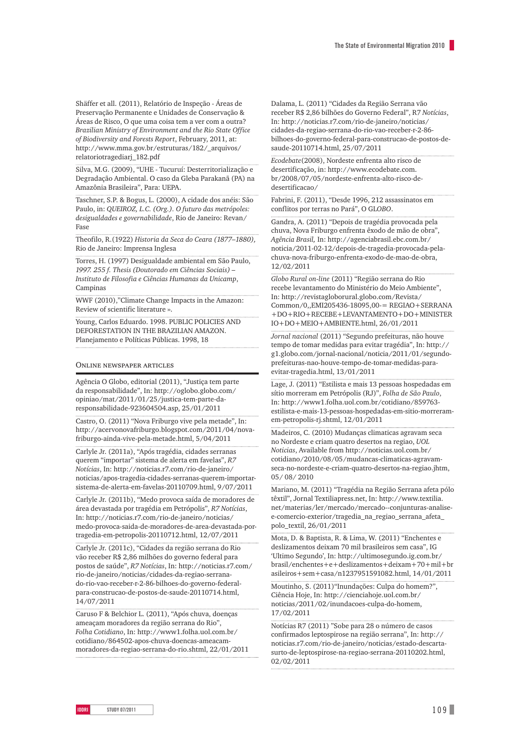Shäffer et all. (2011), Relatório de Inspeção - Áreas de Preservação Permanente e Unidades de Conservação & Áreas de Risco, O que uma coisa tem a ver com a outra? *Brazilian Ministry of Environment and the Rio State Office of Biodiversity and Forests Report*, February, 2011, at: http://www.mma.gov.br/estruturas/182/_arquivos/relatoriotragediarj_182.pdf

Silva, M.G. (2009), "UHE - Tucuruí: Desterritorialização e Degradação Ambiental. O caso da Gleba Parakanã (PA) na Amazônia Brasileira", Para: UEPA.

Taschner, S.P. & Bogus, L. (2000), A cidade dos anéis: São Paulo, in: *QUEIROZ, L.C. (Org.). O futuro das metrópoles: desigualdades e governabilidade*, Rio de Janeiro: Revan/Fase

Theofilo, R.(1922) *Historia da Seca do Ceara (1877–1880)*, Rio de Janeiro: Imprensa Inglesa

Torres, H. (1997) Desigualdade ambiental em São Paulo, *1997. 255 f. Thesis (Doutorado em Ciências Sociais) – Instituto de Filosofia e Ciências Humanas da Unicamp*, Campinas

WWF (2010),"Climate Change Impacts in the Amazon: Review of scientific literature ».

Young, Carlos Eduardo. 1998. PUBLIC POLICIES AND DEFORESTATION IN THE BRAZILIAN AMAZON. Planejamento e Políticas Públicas. 1998, 18

## Online newspaper articles

Agência O Globo, editorial (2011), "Justiça tem parte da responsabilidade", In: http://oglobo.globo.com/opiniao/mat/2011/01/25/justica-tem-parte-da-responsabilidade-923604504.asp, 25/01/2011

Castro, O. (2011) "Nova Friburgo vive pela metade", In: http://acervonovafriburgo.blogspot.com/2011/04/nova-friburgo-ainda-vive-pela-metade.html, 5/04/2011

Carlyle Jr. (2011a), "Após tragédia, cidades serranas querem "importar" sistema de alerta em favelas", *R7 Notícias*, In: http://noticias.r7.com/rio-de-janeiro/noticias/apos-tragedia-cidades-serranas-querem-importar-sistema-de-alerta-em-favelas-20110709.html, 9/07/2011

Carlyle Jr. (2011b), "Medo provoca saída de moradores de área devastada por tragédia em Petrópolis", *R7 Notícias*, In: http://noticias.r7.com/rio-de-janeiro/noticias/medo-provoca-saida-de-moradores-de-area-devastada-por-tragedia-em-petropolis-20110712.html, 12/07/2011

Carlyle Jr. (2011c), "Cidades da região serrana do Rio vão receber R$ 2,86 milhões do governo federal para postos de saúde", *R7 Notícias*, In: http://noticias.r7.com/rio-de-janeiro/noticias/cidades-da-regiao-serrana-do-rio-vao-receber-r-2-86-bilhoes-do-governo-federal-para-construcao-de-postos-de-saude-20110714.html, 14/07/2011

Caruso F & Belchior L. (2011), "Após chuva, doenças ameaçam moradores da região serrana do Rio", *Folha Cotidiano*, In: http://www1.folha.uol.com.br/cotidiano/864502-apos-chuva-doencas-ameacam-moradores-da-regiao-serrana-do-rio.shtml, 22/01/2011

Dalama, L. (2011) "Cidades da Região Serrana vão receber R$ 2,86 bilhões do Governo Federal", R7 *Notícias*, In: http://noticias.r7.com/rio-de-janeiro/noticias/cidades-da-regiao-serrana-do-rio-vao-receber-r-2-86-bilhoes-do-governo-federal-para-construcao-de-postos-de-saude-20110714.html, 25/07/2011

*Ecodebate*(2008), Nordeste enfrenta alto risco de desertificação, in: http://www.ecodebate.com.br/2008/07/05/nordeste-enfrenta-alto-risco-de-desertificacao/

Fabrini, F. (2011), "Desde 1996, 212 assassinatos em conflitos por terras no Pará", O GLOBO.

Gandra, A. (2011) "Depois de tragédia provocada pela chuva, Nova Friburgo enfrenta êxodo de mão de obra", *Agência Brasil*, In: http://agenciabrasil.ebc.com.br/noticia/2011-02-12/depois-de-tragedia-provocada-pela-chuva-nova-friburgo-enfrenta-exodo-de-mao-de-obra, 12/02/2011

*Globo Rural on-line* (2011) "Região serrana do Rio recebe levantamento do Ministério do Meio Ambiente", In: http://revistagloborural.globo.com/Revista/Common/0,,EMI205436-18095,00-= REGIAO+SERRANA+DO+RIO+RECEBE+LEVANTAMENTO+DO+MINISTERIO+DO+MEIO+AMBIENTE.html, 26/01/2011

*Jornal nacional* (2011) "Segundo prefeituras, não houve tempo de tomar medidas para evitar tragédia", In: http://g1.globo.com/jornal-nacional/noticia/2011/01/segundo-prefeituras-nao-houve-tempo-de-tomar-medidas-para-evitar-tragedia.html, 13/01/2011

Lage, J. (2011) "Estilista e mais 13 pessoas hospedadas em sítio morreram em Petrópolis (RJ)", *Folha de São Paulo*, In: http://www1.folha.uol.com.br/cotidiano/859763-estilista-e-mais-13-pessoas-hospedadas-em-sitio-morreram-em-petropolis-rj.shtml, 12/01/2011

Madeiros, C. (2010) Mudanças climaticas agravam seca no Nordeste e criam quatro desertos na regiao, *UOL Noticias*, Available from http://noticias.uol.com.br/cotidiano/2010/08/05/mudancas-climaticas-agravam-seca-no-nordeste-e-criam-quatro-desertos-na-regiao.jhtm, 05/ 08/ 2010

Mariano, M. (2011) "Tragédia na Região Serrana afeta pólo têxtil", Jornal Textiliapress.net, In: http://www.textilia.net/materias/ler/mercado/mercado--conjunturas-analise-e-comercio-exterior/tragedia_na_regiao_serrana_afeta_polo_textil, 26/01/2011

Mota, D. & Baptista, R. & Lima, W. (2011) "Enchentes e deslizamentos deixam 70 mil brasileiros sem casa", IG 'Ultimo Segundo', In: http://ultimosegundo.ig.com.br/brasil/enchentes+e+deslizamentos+deixam+70+mil+brasileiros+sem+casa/n1237951591082.html, 14/01/2011

Moutinho, S. (2011)"Inundações: Culpa do homem?", Ciência Hoje, In: http://cienciahoje.uol.com.br/noticias/2011/02/inundacoes-culpa-do-homem, 17/02/2011

Notícias R7 (2011) "Sobe para 28 o número de casos confirmados leptospirose na região serrana", In: http://noticias.r7.com/rio-de-janeiro/noticias/estado-descarta-surto-de-leptospirose-na-regiao-serrana-20110202.html, 02/02/2011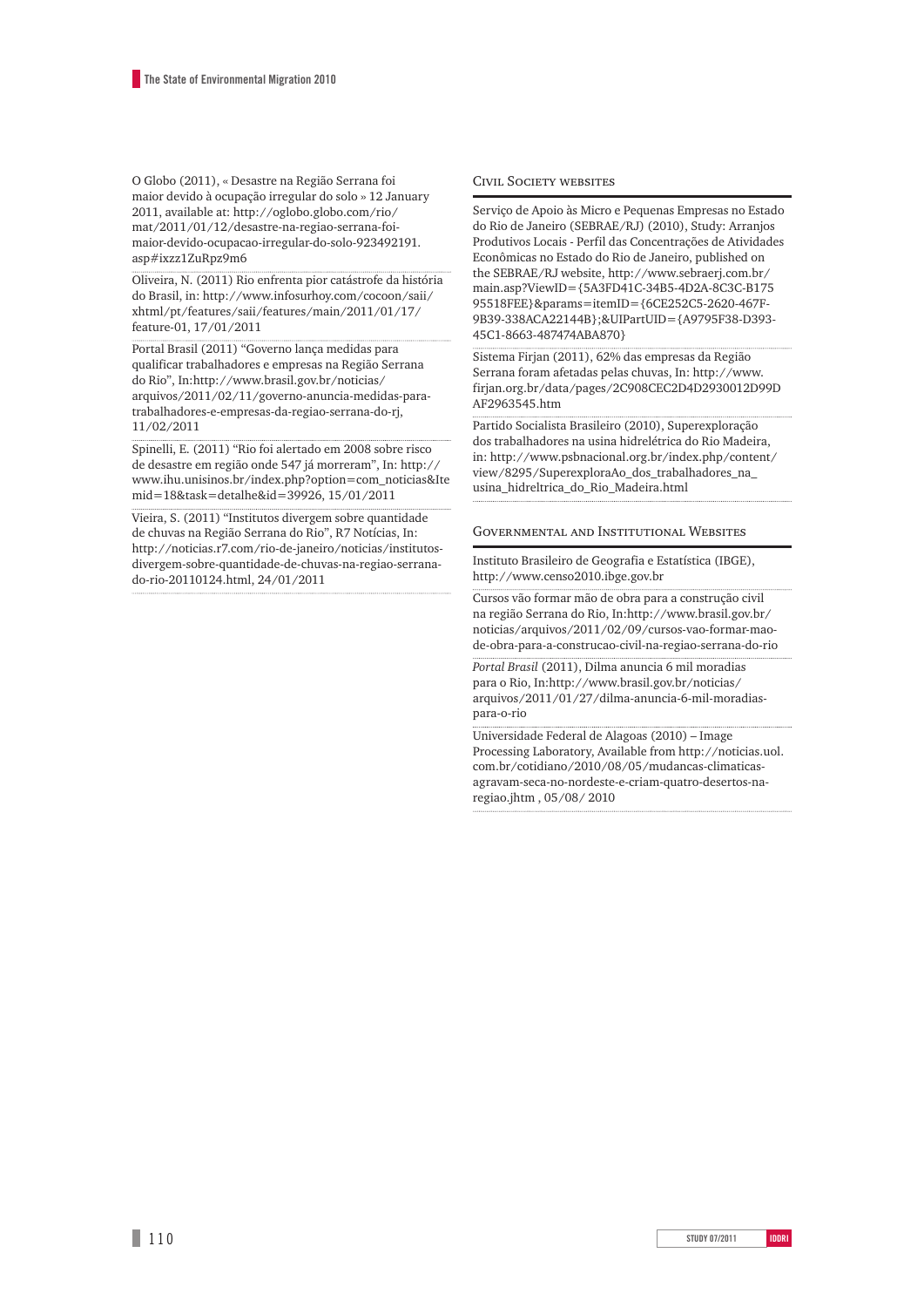O Globo (2011), « Desastre na Região Serrana foi maior devido à ocupação irregular do solo » 12 January 2011, available at: http://oglobo.globo.com/rio/mat/2011/01/12/desastre-na-regiao-serrana-foi-maior-devido-ocupacao-irregular-do-solo-923492191.asp#ixzz1ZuRpz9m6

Oliveira, N. (2011) Rio enfrenta pior catástrofe da história do Brasil, in: http://www.infosurhoy.com/cocoon/saii/xhtml/pt/features/saii/features/main/2011/01/17/feature-01, 17/01/2011

Portal Brasil (2011) "Governo lança medidas para qualificar trabalhadores e empresas na Região Serrana do Rio", In:http://www.brasil.gov.br/noticias/arquivos/2011/02/11/governo-anuncia-medidas-para-trabalhadores-e-empresas-da-regiao-serrana-do-rj, 11/02/2011

Spinelli, E. (2011) "Rio foi alertado em 2008 sobre risco de desastre em região onde 547 já morreram", In: http://www.ihu.unisinos.br/index.php?option=com_noticias&Itemid=18&task=detalhe&id=39926, 15/01/2011

Vieira, S. (2011) "Institutos divergem sobre quantidade de chuvas na Região Serrana do Rio", R7 Notícias, In: http://noticias.r7.com/rio-de-janeiro/noticias/institutos-divergem-sobre-quantidade-de-chuvas-na-regiao-serrana-do-rio-20110124.html, 24/01/2011

## Civil Society websites

Serviço de Apoio às Micro e Pequenas Empresas no Estado do Rio de Janeiro (SEBRAE/RJ) (2010), Study: Arranjos Produtivos Locais - Perfil das Concentrações de Atividades Econômicas no Estado do Rio de Janeiro, published on the SEBRAE/RJ website, http://www.sebraerj.com.br/main.asp?ViewID={5A3FD41C-34B5-4D2A-8C3C-B17595518FEE}&params=itemID={6CE252C5-2620-467F-9B39-338ACA22144B};&UIPartUID={A9795F38-D393-45C1-8663-487474ABA870}

Sistema Firjan (2011), 62% das empresas da Região Serrana foram afetadas pelas chuvas, In: http://www.firjan.org.br/data/pages/2C908CEC2D4D2930012D99DAF2963545.htm

Partido Socialista Brasileiro (2010), Superexploração dos trabalhadores na usina hidrelétrica do Rio Madeira, in: http://www.psbnacional.org.br/index.php/content/view/8295/SuperexploraAo_dos_trabalhadores_na_usina_hidreltrica_do_Rio_Madeira.html

## Governmental and Institutional Websites

Instituto Brasileiro de Geografia e Estatística (IBGE), http://www.censo2010.ibge.gov.br

Cursos vão formar mão de obra para a construção civil na região Serrana do Rio, In:http://www.brasil.gov.br/noticias/arquivos/2011/02/09/cursos-vao-formar-mao-de-obra-para-a-construcao-civil-na-regiao-serrana-do-rio

*Portal Brasil* (2011), Dilma anuncia 6 mil moradias para o Rio, In:http://www.brasil.gov.br/noticias/arquivos/2011/01/27/dilma-anuncia-6-mil-moradias-para-o-rio

Universidade Federal de Alagoas (2010) – Image Processing Laboratory, Available from http://noticias.uol.com.br/cotidiano/2010/08/05/mudancas-climaticas-agravam-seca-no-nordeste-e-criam-quatro-desertos-na-regiao.jhtm , 05/08/ 2010